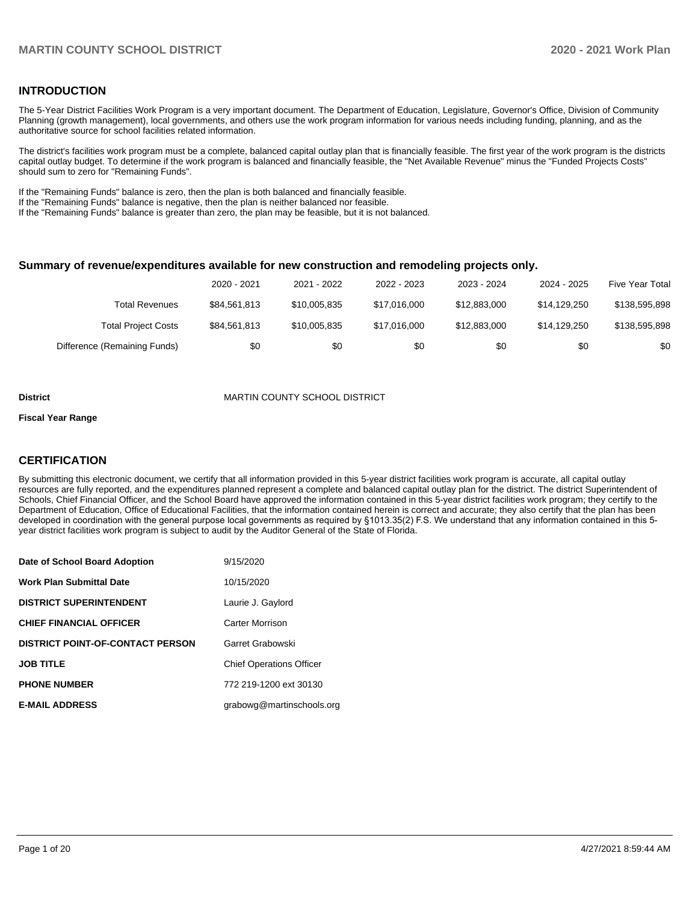## INTRODUCTION

The 5-Year District Facilities Work Program is a very important document. The Department of Education, Legislature, Governor's Office, Division of Community Planning (growth management), local governments, and others use the work program information for various needs including funding, planning, and as the authoritative source for school facilities related information.

The district's facilities work program must be a complete, balanced capital outlay plan that is financially feasible. The first year of the work program is the districts capital outlay budget. To determine if the work program is balanced and financially feasible, the "Net Available Revenue" minus the "Funded Projects Costs" should sum to zero for "Remaining Funds".

If the "Remaining Funds" balance is zero, then the plan is both balanced and financially feasible.
If the "Remaining Funds" balance is negative, then the plan is neither balanced nor feasible.
If the "Remaining Funds" balance is greater than zero, the plan may be feasible, but it is not balanced.

### Summary of revenue/expenditures available for new construction and remodeling projects only.

| | 2020 - 2021 | 2021 - 2022 | 2022 - 2023 | 2023 - 2024 | 2024 - 2025 | Five Year Total |
|---|---|---|---|---|---|---|
| Total Revenues | $84,561,813 | $10,005,835 | $17,016,000 | $12,883,000 | $14,129,250 | $138,595,898 |
| Total Project Costs | $84,561,813 | $10,005,835 | $17,016,000 | $12,883,000 | $14,129,250 | $138,595,898 |
| Difference (Remaining Funds) | $0 | $0 | $0 | $0 | $0 | $0 |

**District** MARTIN COUNTY SCHOOL DISTRICT

**Fiscal Year Range**

## CERTIFICATION

By submitting this electronic document, we certify that all information provided in this 5-year district facilities work program is accurate, all capital outlay resources are fully reported, and the expenditures planned represent a complete and balanced capital outlay plan for the district. The district Superintendent of Schools, Chief Financial Officer, and the School Board have approved the information contained in this 5-year district facilities work program; they certify to the Department of Education, Office of Educational Facilities, that the information contained herein is correct and accurate; they also certify that the plan has been developed in coordination with the general purpose local governments as required by §1013.35(2) F.S. We understand that any information contained in this 5-year district facilities work program is subject to audit by the Auditor General of the State of Florida.

| | |
|---|---|
| **Date of School Board Adoption** | 9/15/2020 |
| **Work Plan Submittal Date** | 10/15/2020 |
| **DISTRICT SUPERINTENDENT** | Laurie J. Gaylord |
| **CHIEF FINANCIAL OFFICER** | Carter Morrison |
| **DISTRICT POINT-OF-CONTACT PERSON** | Garret Grabowski |
| **JOB TITLE** | Chief Operations Officer |
| **PHONE NUMBER** | 772 219-1200 ext 30130 |
| **E-MAIL ADDRESS** | grabowg@martinschools.org |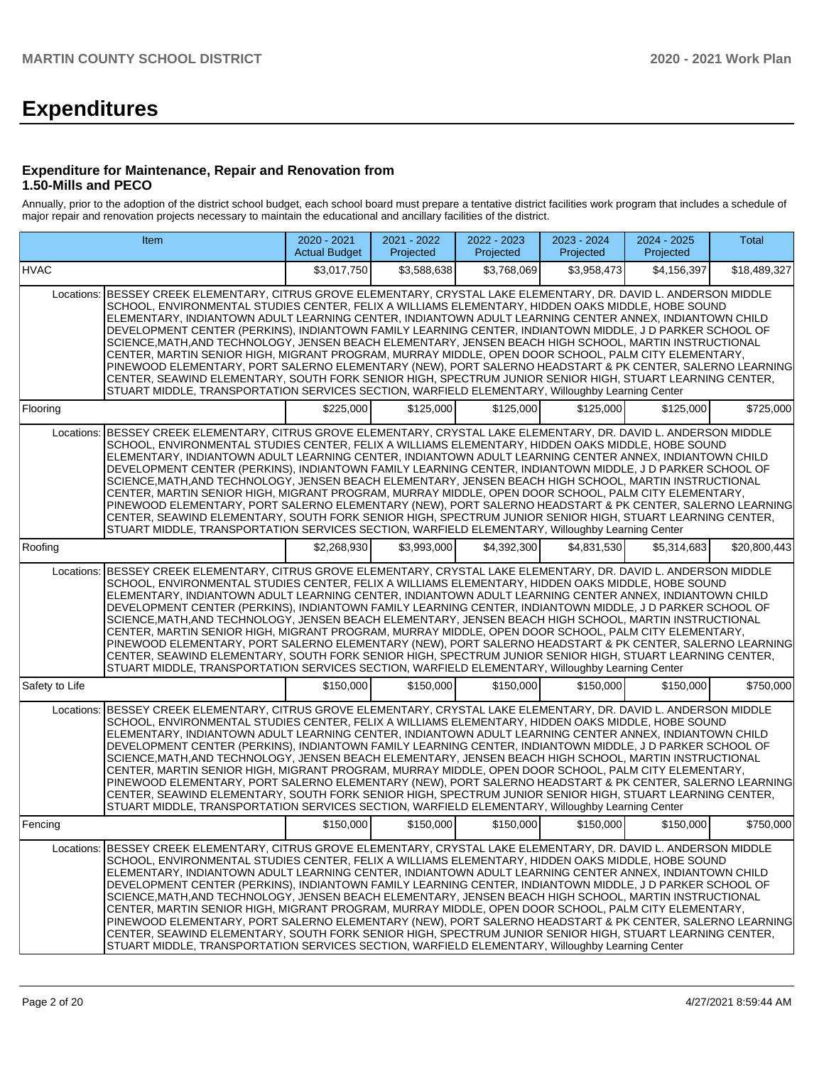# Expenditures

### Expenditure for Maintenance, Repair and Renovation from 1.50-Mills and PECO

Annually, prior to the adoption of the district school budget, each school board must prepare a tentative district facilities work program that includes a schedule of major repair and renovation projects necessary to maintain the educational and ancillary facilities of the district.

| Item | | 2020 - 2021 Actual Budget | 2021 - 2022 Projected | 2022 - 2023 Projected | 2023 - 2024 Projected | 2024 - 2025 Projected | Total |
|---|---|---|---|---|---|---|---|
| HVAC | | $3,017,750 | $3,588,638 | $3,768,069 | $3,958,473 | $4,156,397 | $18,489,327 |
| Locations: | BESSEY CREEK ELEMENTARY, CITRUS GROVE ELEMENTARY, CRYSTAL LAKE ELEMENTARY, DR. DAVID L. ANDERSON MIDDLE SCHOOL, ENVIRONMENTAL STUDIES CENTER, FELIX A WILLIAMS ELEMENTARY, HIDDEN OAKS MIDDLE, HOBE SOUND ELEMENTARY, INDIANTOWN ADULT LEARNING CENTER, INDIANTOWN ADULT LEARNING CENTER ANNEX, INDIANTOWN CHILD DEVELOPMENT CENTER (PERKINS), INDIANTOWN FAMILY LEARNING CENTER, INDIANTOWN MIDDLE, J D PARKER SCHOOL OF SCIENCE,MATH,AND TECHNOLOGY, JENSEN BEACH ELEMENTARY, JENSEN BEACH HIGH SCHOOL, MARTIN INSTRUCTIONAL CENTER, MARTIN SENIOR HIGH, MIGRANT PROGRAM, MURRAY MIDDLE, OPEN DOOR SCHOOL, PALM CITY ELEMENTARY, PINEWOOD ELEMENTARY, PORT SALERNO ELEMENTARY (NEW), PORT SALERNO HEADSTART & PK CENTER, SALERNO LEARNING CENTER, SEAWIND ELEMENTARY, SOUTH FORK SENIOR HIGH, SPECTRUM JUNIOR SENIOR HIGH, STUART LEARNING CENTER, STUART MIDDLE, TRANSPORTATION SERVICES SECTION, WARFIELD ELEMENTARY, Willoughby Learning Center | | | | | | |
| Flooring | | $225,000 | $125,000 | $125,000 | $125,000 | $125,000 | $725,000 |
| Locations: | BESSEY CREEK ELEMENTARY, CITRUS GROVE ELEMENTARY, CRYSTAL LAKE ELEMENTARY, DR. DAVID L. ANDERSON MIDDLE SCHOOL, ENVIRONMENTAL STUDIES CENTER, FELIX A WILLIAMS ELEMENTARY, HIDDEN OAKS MIDDLE, HOBE SOUND ELEMENTARY, INDIANTOWN ADULT LEARNING CENTER, INDIANTOWN ADULT LEARNING CENTER ANNEX, INDIANTOWN CHILD DEVELOPMENT CENTER (PERKINS), INDIANTOWN FAMILY LEARNING CENTER, INDIANTOWN MIDDLE, J D PARKER SCHOOL OF SCIENCE,MATH,AND TECHNOLOGY, JENSEN BEACH ELEMENTARY, JENSEN BEACH HIGH SCHOOL, MARTIN INSTRUCTIONAL CENTER, MARTIN SENIOR HIGH, MIGRANT PROGRAM, MURRAY MIDDLE, OPEN DOOR SCHOOL, PALM CITY ELEMENTARY, PINEWOOD ELEMENTARY, PORT SALERNO ELEMENTARY (NEW), PORT SALERNO HEADSTART & PK CENTER, SALERNO LEARNING CENTER, SEAWIND ELEMENTARY, SOUTH FORK SENIOR HIGH, SPECTRUM JUNIOR SENIOR HIGH, STUART LEARNING CENTER, STUART MIDDLE, TRANSPORTATION SERVICES SECTION, WARFIELD ELEMENTARY, Willoughby Learning Center | | | | | | |
| Roofing | | $2,268,930 | $3,993,000 | $4,392,300 | $4,831,530 | $5,314,683 | $20,800,443 |
| Locations: | BESSEY CREEK ELEMENTARY, CITRUS GROVE ELEMENTARY, CRYSTAL LAKE ELEMENTARY, DR. DAVID L. ANDERSON MIDDLE SCHOOL, ENVIRONMENTAL STUDIES CENTER, FELIX A WILLIAMS ELEMENTARY, HIDDEN OAKS MIDDLE, HOBE SOUND ELEMENTARY, INDIANTOWN ADULT LEARNING CENTER, INDIANTOWN ADULT LEARNING CENTER ANNEX, INDIANTOWN CHILD DEVELOPMENT CENTER (PERKINS), INDIANTOWN FAMILY LEARNING CENTER, INDIANTOWN MIDDLE, J D PARKER SCHOOL OF SCIENCE,MATH,AND TECHNOLOGY, JENSEN BEACH ELEMENTARY, JENSEN BEACH HIGH SCHOOL, MARTIN INSTRUCTIONAL CENTER, MARTIN SENIOR HIGH, MIGRANT PROGRAM, MURRAY MIDDLE, OPEN DOOR SCHOOL, PALM CITY ELEMENTARY, PINEWOOD ELEMENTARY, PORT SALERNO ELEMENTARY (NEW), PORT SALERNO HEADSTART & PK CENTER, SALERNO LEARNING CENTER, SEAWIND ELEMENTARY, SOUTH FORK SENIOR HIGH, SPECTRUM JUNIOR SENIOR HIGH, STUART LEARNING CENTER, STUART MIDDLE, TRANSPORTATION SERVICES SECTION, WARFIELD ELEMENTARY, Willoughby Learning Center | | | | | | |
| Safety to Life | | $150,000 | $150,000 | $150,000 | $150,000 | $150,000 | $750,000 |
| Locations: | BESSEY CREEK ELEMENTARY, CITRUS GROVE ELEMENTARY, CRYSTAL LAKE ELEMENTARY, DR. DAVID L. ANDERSON MIDDLE SCHOOL, ENVIRONMENTAL STUDIES CENTER, FELIX A WILLIAMS ELEMENTARY, HIDDEN OAKS MIDDLE, HOBE SOUND ELEMENTARY, INDIANTOWN ADULT LEARNING CENTER, INDIANTOWN ADULT LEARNING CENTER ANNEX, INDIANTOWN CHILD DEVELOPMENT CENTER (PERKINS), INDIANTOWN FAMILY LEARNING CENTER, INDIANTOWN MIDDLE, J D PARKER SCHOOL OF SCIENCE,MATH,AND TECHNOLOGY, JENSEN BEACH ELEMENTARY, JENSEN BEACH HIGH SCHOOL, MARTIN INSTRUCTIONAL CENTER, MARTIN SENIOR HIGH, MIGRANT PROGRAM, MURRAY MIDDLE, OPEN DOOR SCHOOL, PALM CITY ELEMENTARY, PINEWOOD ELEMENTARY, PORT SALERNO ELEMENTARY (NEW), PORT SALERNO HEADSTART & PK CENTER, SALERNO LEARNING CENTER, SEAWIND ELEMENTARY, SOUTH FORK SENIOR HIGH, SPECTRUM JUNIOR SENIOR HIGH, STUART LEARNING CENTER, STUART MIDDLE, TRANSPORTATION SERVICES SECTION, WARFIELD ELEMENTARY, Willoughby Learning Center | | | | | | |
| Fencing | | $150,000 | $150,000 | $150,000 | $150,000 | $150,000 | $750,000 |
| Locations: | BESSEY CREEK ELEMENTARY, CITRUS GROVE ELEMENTARY, CRYSTAL LAKE ELEMENTARY, DR. DAVID L. ANDERSON MIDDLE SCHOOL, ENVIRONMENTAL STUDIES CENTER, FELIX A WILLIAMS ELEMENTARY, HIDDEN OAKS MIDDLE, HOBE SOUND ELEMENTARY, INDIANTOWN ADULT LEARNING CENTER, INDIANTOWN ADULT LEARNING CENTER ANNEX, INDIANTOWN CHILD DEVELOPMENT CENTER (PERKINS), INDIANTOWN FAMILY LEARNING CENTER, INDIANTOWN MIDDLE, J D PARKER SCHOOL OF SCIENCE,MATH,AND TECHNOLOGY, JENSEN BEACH ELEMENTARY, JENSEN BEACH HIGH SCHOOL, MARTIN INSTRUCTIONAL CENTER, MARTIN SENIOR HIGH, MIGRANT PROGRAM, MURRAY MIDDLE, OPEN DOOR SCHOOL, PALM CITY ELEMENTARY, PINEWOOD ELEMENTARY, PORT SALERNO ELEMENTARY (NEW), PORT SALERNO HEADSTART & PK CENTER, SALERNO LEARNING CENTER, SEAWIND ELEMENTARY, SOUTH FORK SENIOR HIGH, SPECTRUM JUNIOR SENIOR HIGH, STUART LEARNING CENTER, STUART MIDDLE, TRANSPORTATION SERVICES SECTION, WARFIELD ELEMENTARY, Willoughby Learning Center | | | | | | |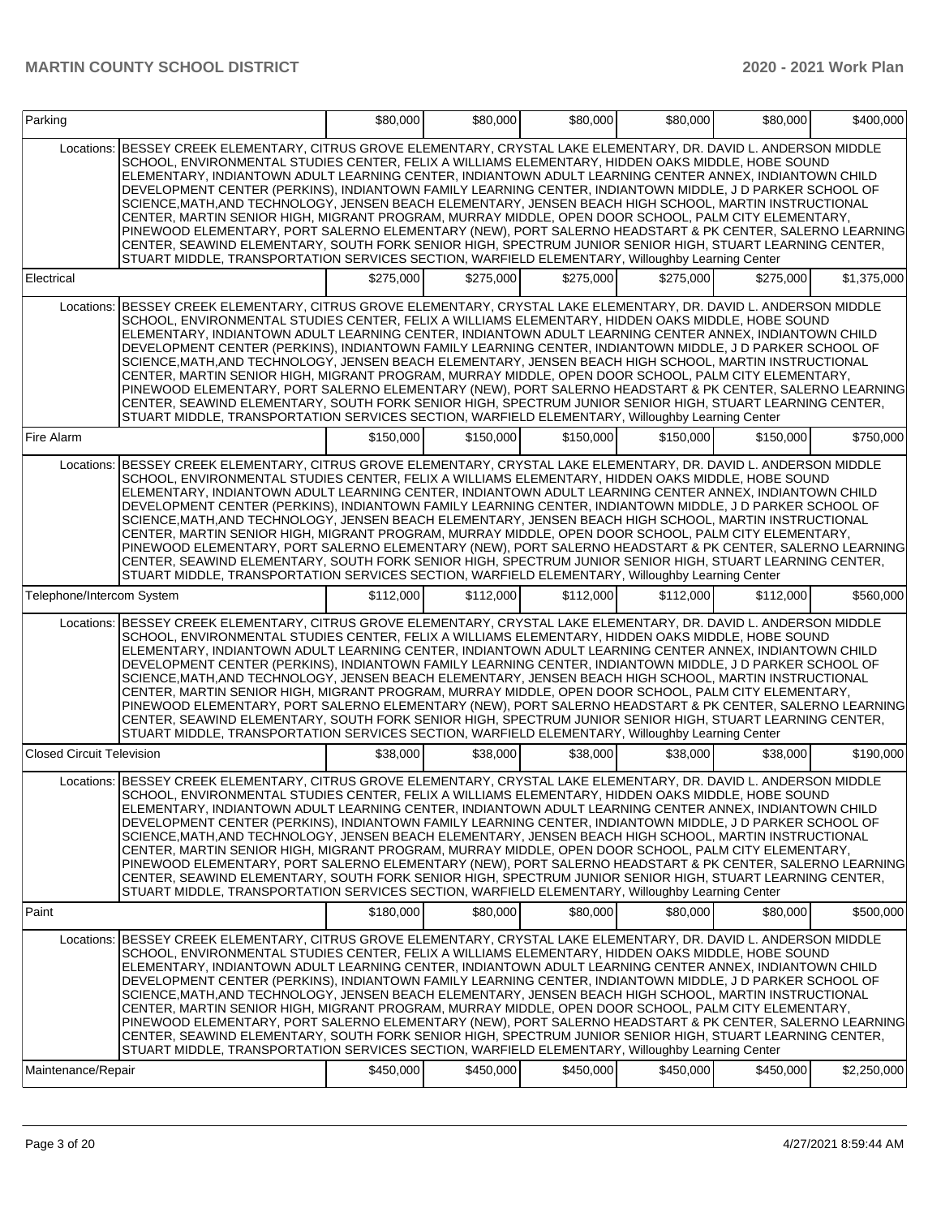| Item | | Year 1 | Year 2 | Year 3 | Year 4 | Year 5 | Total |
|---|---|---|---|---|---|---|---|
| Parking | | $80,000 | $80,000 | $80,000 | $80,000 | $80,000 | $400,000 |
| Locations: | BESSEY CREEK ELEMENTARY, CITRUS GROVE ELEMENTARY, CRYSTAL LAKE ELEMENTARY, DR. DAVID L. ANDERSON MIDDLE SCHOOL, ENVIRONMENTAL STUDIES CENTER, FELIX A WILLIAMS ELEMENTARY, HIDDEN OAKS MIDDLE, HOBE SOUND ELEMENTARY, INDIANTOWN ADULT LEARNING CENTER, INDIANTOWN ADULT LEARNING CENTER ANNEX, INDIANTOWN CHILD DEVELOPMENT CENTER (PERKINS), INDIANTOWN FAMILY LEARNING CENTER, INDIANTOWN MIDDLE, J D PARKER SCHOOL OF SCIENCE,MATH,AND TECHNOLOGY, JENSEN BEACH ELEMENTARY, JENSEN BEACH HIGH SCHOOL, MARTIN INSTRUCTIONAL CENTER, MARTIN SENIOR HIGH, MIGRANT PROGRAM, MURRAY MIDDLE, OPEN DOOR SCHOOL, PALM CITY ELEMENTARY, PINEWOOD ELEMENTARY, PORT SALERNO ELEMENTARY (NEW), PORT SALERNO HEADSTART & PK CENTER, SALERNO LEARNING CENTER, SEAWIND ELEMENTARY, SOUTH FORK SENIOR HIGH, SPECTRUM JUNIOR SENIOR HIGH, STUART LEARNING CENTER, STUART MIDDLE, TRANSPORTATION SERVICES SECTION, WARFIELD ELEMENTARY, Willoughby Learning Center | | | | | | |
| Electrical | | $275,000 | $275,000 | $275,000 | $275,000 | $275,000 | $1,375,000 |
| Locations: | BESSEY CREEK ELEMENTARY, CITRUS GROVE ELEMENTARY, CRYSTAL LAKE ELEMENTARY, DR. DAVID L. ANDERSON MIDDLE SCHOOL, ENVIRONMENTAL STUDIES CENTER, FELIX A WILLIAMS ELEMENTARY, HIDDEN OAKS MIDDLE, HOBE SOUND ELEMENTARY, INDIANTOWN ADULT LEARNING CENTER, INDIANTOWN ADULT LEARNING CENTER ANNEX, INDIANTOWN CHILD DEVELOPMENT CENTER (PERKINS), INDIANTOWN FAMILY LEARNING CENTER, INDIANTOWN MIDDLE, J D PARKER SCHOOL OF SCIENCE,MATH,AND TECHNOLOGY, JENSEN BEACH ELEMENTARY, JENSEN BEACH HIGH SCHOOL, MARTIN INSTRUCTIONAL CENTER, MARTIN SENIOR HIGH, MIGRANT PROGRAM, MURRAY MIDDLE, OPEN DOOR SCHOOL, PALM CITY ELEMENTARY, PINEWOOD ELEMENTARY, PORT SALERNO ELEMENTARY (NEW), PORT SALERNO HEADSTART & PK CENTER, SALERNO LEARNING CENTER, SEAWIND ELEMENTARY, SOUTH FORK SENIOR HIGH, SPECTRUM JUNIOR SENIOR HIGH, STUART LEARNING CENTER, STUART MIDDLE, TRANSPORTATION SERVICES SECTION, WARFIELD ELEMENTARY, Willoughby Learning Center | | | | | | |
| Fire Alarm | | $150,000 | $150,000 | $150,000 | $150,000 | $150,000 | $750,000 |
| Locations: | BESSEY CREEK ELEMENTARY, CITRUS GROVE ELEMENTARY, CRYSTAL LAKE ELEMENTARY, DR. DAVID L. ANDERSON MIDDLE SCHOOL, ENVIRONMENTAL STUDIES CENTER, FELIX A WILLIAMS ELEMENTARY, HIDDEN OAKS MIDDLE, HOBE SOUND ELEMENTARY, INDIANTOWN ADULT LEARNING CENTER, INDIANTOWN ADULT LEARNING CENTER ANNEX, INDIANTOWN CHILD DEVELOPMENT CENTER (PERKINS), INDIANTOWN FAMILY LEARNING CENTER, INDIANTOWN MIDDLE, J D PARKER SCHOOL OF SCIENCE,MATH,AND TECHNOLOGY, JENSEN BEACH ELEMENTARY, JENSEN BEACH HIGH SCHOOL, MARTIN INSTRUCTIONAL CENTER, MARTIN SENIOR HIGH, MIGRANT PROGRAM, MURRAY MIDDLE, OPEN DOOR SCHOOL, PALM CITY ELEMENTARY, PINEWOOD ELEMENTARY, PORT SALERNO ELEMENTARY (NEW), PORT SALERNO HEADSTART & PK CENTER, SALERNO LEARNING CENTER, SEAWIND ELEMENTARY, SOUTH FORK SENIOR HIGH, SPECTRUM JUNIOR SENIOR HIGH, STUART LEARNING CENTER, STUART MIDDLE, TRANSPORTATION SERVICES SECTION, WARFIELD ELEMENTARY, Willoughby Learning Center | | | | | | |
| Telephone/Intercom System | | $112,000 | $112,000 | $112,000 | $112,000 | $112,000 | $560,000 |
| Locations: | BESSEY CREEK ELEMENTARY, CITRUS GROVE ELEMENTARY, CRYSTAL LAKE ELEMENTARY, DR. DAVID L. ANDERSON MIDDLE SCHOOL, ENVIRONMENTAL STUDIES CENTER, FELIX A WILLIAMS ELEMENTARY, HIDDEN OAKS MIDDLE, HOBE SOUND ELEMENTARY, INDIANTOWN ADULT LEARNING CENTER, INDIANTOWN ADULT LEARNING CENTER ANNEX, INDIANTOWN CHILD DEVELOPMENT CENTER (PERKINS), INDIANTOWN FAMILY LEARNING CENTER, INDIANTOWN MIDDLE, J D PARKER SCHOOL OF SCIENCE,MATH,AND TECHNOLOGY, JENSEN BEACH ELEMENTARY, JENSEN BEACH HIGH SCHOOL, MARTIN INSTRUCTIONAL CENTER, MARTIN SENIOR HIGH, MIGRANT PROGRAM, MURRAY MIDDLE, OPEN DOOR SCHOOL, PALM CITY ELEMENTARY, PINEWOOD ELEMENTARY, PORT SALERNO ELEMENTARY (NEW), PORT SALERNO HEADSTART & PK CENTER, SALERNO LEARNING CENTER, SEAWIND ELEMENTARY, SOUTH FORK SENIOR HIGH, SPECTRUM JUNIOR SENIOR HIGH, STUART LEARNING CENTER, STUART MIDDLE, TRANSPORTATION SERVICES SECTION, WARFIELD ELEMENTARY, Willoughby Learning Center | | | | | | |
| Closed Circuit Television | | $38,000 | $38,000 | $38,000 | $38,000 | $38,000 | $190,000 |
| Locations: | BESSEY CREEK ELEMENTARY, CITRUS GROVE ELEMENTARY, CRYSTAL LAKE ELEMENTARY, DR. DAVID L. ANDERSON MIDDLE SCHOOL, ENVIRONMENTAL STUDIES CENTER, FELIX A WILLIAMS ELEMENTARY, HIDDEN OAKS MIDDLE, HOBE SOUND ELEMENTARY, INDIANTOWN ADULT LEARNING CENTER, INDIANTOWN ADULT LEARNING CENTER ANNEX, INDIANTOWN CHILD DEVELOPMENT CENTER (PERKINS), INDIANTOWN FAMILY LEARNING CENTER, INDIANTOWN MIDDLE, J D PARKER SCHOOL OF SCIENCE,MATH,AND TECHNOLOGY, JENSEN BEACH ELEMENTARY, JENSEN BEACH HIGH SCHOOL, MARTIN INSTRUCTIONAL CENTER, MARTIN SENIOR HIGH, MIGRANT PROGRAM, MURRAY MIDDLE, OPEN DOOR SCHOOL, PALM CITY ELEMENTARY, PINEWOOD ELEMENTARY, PORT SALERNO ELEMENTARY (NEW), PORT SALERNO HEADSTART & PK CENTER, SALERNO LEARNING CENTER, SEAWIND ELEMENTARY, SOUTH FORK SENIOR HIGH, SPECTRUM JUNIOR SENIOR HIGH, STUART LEARNING CENTER, STUART MIDDLE, TRANSPORTATION SERVICES SECTION, WARFIELD ELEMENTARY, Willoughby Learning Center | | | | | | |
| Paint | | $180,000 | $80,000 | $80,000 | $80,000 | $80,000 | $500,000 |
| Locations: | BESSEY CREEK ELEMENTARY, CITRUS GROVE ELEMENTARY, CRYSTAL LAKE ELEMENTARY, DR. DAVID L. ANDERSON MIDDLE SCHOOL, ENVIRONMENTAL STUDIES CENTER, FELIX A WILLIAMS ELEMENTARY, HIDDEN OAKS MIDDLE, HOBE SOUND ELEMENTARY, INDIANTOWN ADULT LEARNING CENTER, INDIANTOWN ADULT LEARNING CENTER ANNEX, INDIANTOWN CHILD DEVELOPMENT CENTER (PERKINS), INDIANTOWN FAMILY LEARNING CENTER, INDIANTOWN MIDDLE, J D PARKER SCHOOL OF SCIENCE,MATH,AND TECHNOLOGY, JENSEN BEACH ELEMENTARY, JENSEN BEACH HIGH SCHOOL, MARTIN INSTRUCTIONAL CENTER, MARTIN SENIOR HIGH, MIGRANT PROGRAM, MURRAY MIDDLE, OPEN DOOR SCHOOL, PALM CITY ELEMENTARY, PINEWOOD ELEMENTARY, PORT SALERNO ELEMENTARY (NEW), PORT SALERNO HEADSTART & PK CENTER, SALERNO LEARNING CENTER, SEAWIND ELEMENTARY, SOUTH FORK SENIOR HIGH, SPECTRUM JUNIOR SENIOR HIGH, STUART LEARNING CENTER, STUART MIDDLE, TRANSPORTATION SERVICES SECTION, WARFIELD ELEMENTARY, Willoughby Learning Center | | | | | | |
| Maintenance/Repair | | $450,000 | $450,000 | $450,000 | $450,000 | $450,000 | $2,250,000 |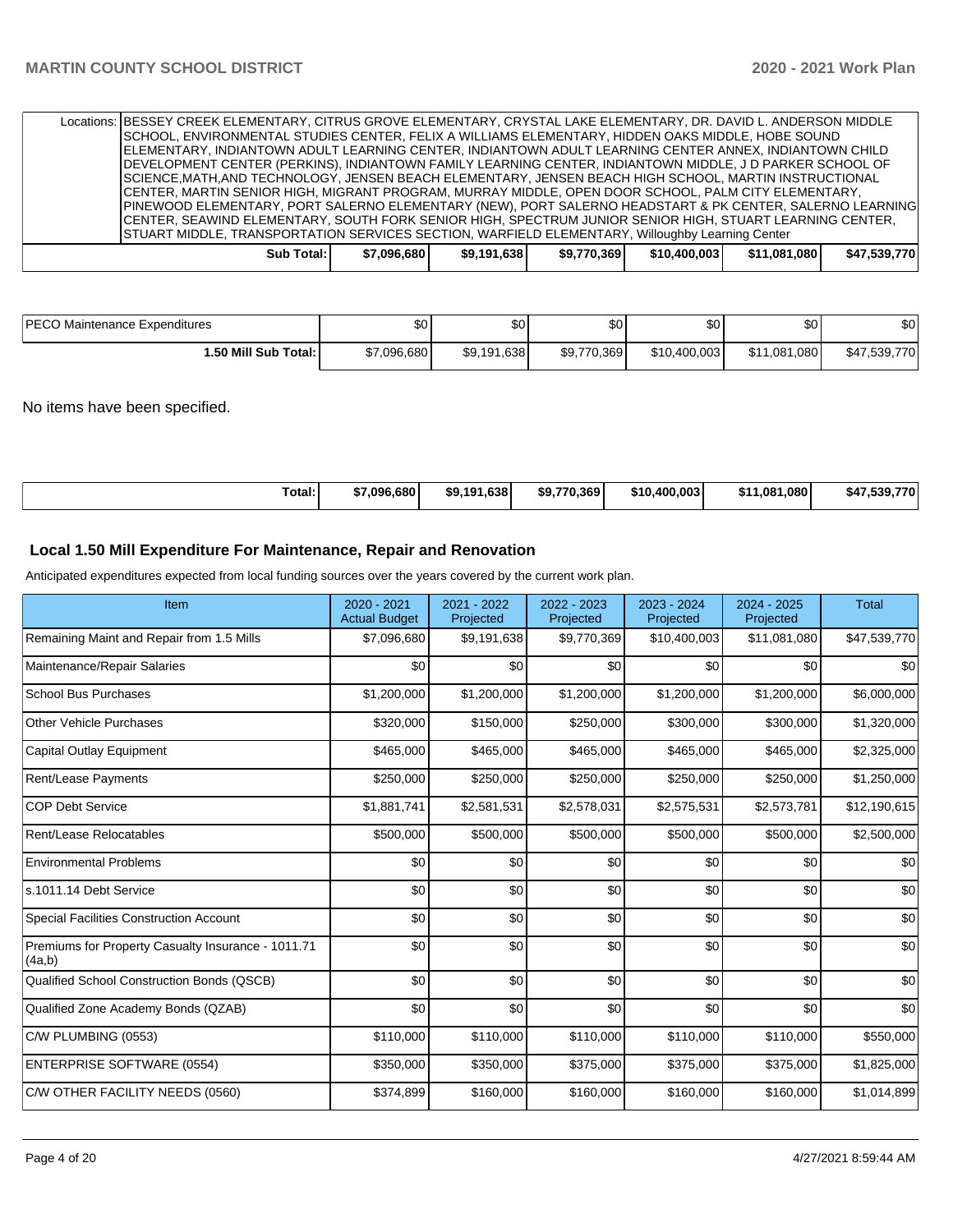| | | | | | | |
|---|---|---|---|---|---|---|
| Locations: | BESSEY CREEK ELEMENTARY, CITRUS GROVE ELEMENTARY, CRYSTAL LAKE ELEMENTARY, DR. DAVID L. ANDERSON MIDDLE SCHOOL, ENVIRONMENTAL STUDIES CENTER, FELIX A WILLIAMS ELEMENTARY, HIDDEN OAKS MIDDLE, HOBE SOUND ELEMENTARY, INDIANTOWN ADULT LEARNING CENTER, INDIANTOWN ADULT LEARNING CENTER ANNEX, INDIANTOWN CHILD DEVELOPMENT CENTER (PERKINS), INDIANTOWN FAMILY LEARNING CENTER, INDIANTOWN MIDDLE, J D PARKER SCHOOL OF SCIENCE,MATH,AND TECHNOLOGY, JENSEN BEACH ELEMENTARY, JENSEN BEACH HIGH SCHOOL, MARTIN INSTRUCTIONAL CENTER, MARTIN SENIOR HIGH, MIGRANT PROGRAM, MURRAY MIDDLE, OPEN DOOR SCHOOL, PALM CITY ELEMENTARY, PINEWOOD ELEMENTARY, PORT SALERNO ELEMENTARY (NEW), PORT SALERNO HEADSTART & PK CENTER, SALERNO LEARNING CENTER, SEAWIND ELEMENTARY, SOUTH FORK SENIOR HIGH, SPECTRUM JUNIOR SENIOR HIGH, STUART LEARNING CENTER, STUART MIDDLE, TRANSPORTATION SERVICES SECTION, WARFIELD ELEMENTARY, Willoughby Learning Center | | | | | |
| **Sub Total:** | **$7,096,680** | **$9,191,638** | **$9,770,369** | **$10,400,003** | **$11,081,080** | **$47,539,770** |

| | | | | | | |
|---|---|---|---|---|---|---|
| PECO Maintenance Expenditures | $0 | $0 | $0 | $0 | $0 | $0 |
| **1.50 Mill Sub Total:** | $7,096,680 | $9,191,638 | $9,770,369 | $10,400,003 | $11,081,080 | $47,539,770 |

No items have been specified.

| | | | | | | |
|---|---|---|---|---|---|---|
| **Total:** | **$7,096,680** | **$9,191,638** | **$9,770,369** | **$10,400,003** | **$11,081,080** | **$47,539,770** |

## Local 1.50 Mill Expenditure For Maintenance, Repair and Renovation

Anticipated expenditures expected from local funding sources over the years covered by the current work plan.

| Item | 2020 - 2021 Actual Budget | 2021 - 2022 Projected | 2022 - 2023 Projected | 2023 - 2024 Projected | 2024 - 2025 Projected | Total |
|---|---|---|---|---|---|---|
| Remaining Maint and Repair from 1.5 Mills | $7,096,680 | $9,191,638 | $9,770,369 | $10,400,003 | $11,081,080 | $47,539,770 |
| Maintenance/Repair Salaries | $0 | $0 | $0 | $0 | $0 | $0 |
| School Bus Purchases | $1,200,000 | $1,200,000 | $1,200,000 | $1,200,000 | $1,200,000 | $6,000,000 |
| Other Vehicle Purchases | $320,000 | $150,000 | $250,000 | $300,000 | $300,000 | $1,320,000 |
| Capital Outlay Equipment | $465,000 | $465,000 | $465,000 | $465,000 | $465,000 | $2,325,000 |
| Rent/Lease Payments | $250,000 | $250,000 | $250,000 | $250,000 | $250,000 | $1,250,000 |
| COP Debt Service | $1,881,741 | $2,581,531 | $2,578,031 | $2,575,531 | $2,573,781 | $12,190,615 |
| Rent/Lease Relocatables | $500,000 | $500,000 | $500,000 | $500,000 | $500,000 | $2,500,000 |
| Environmental Problems | $0 | $0 | $0 | $0 | $0 | $0 |
| s.1011.14 Debt Service | $0 | $0 | $0 | $0 | $0 | $0 |
| Special Facilities Construction Account | $0 | $0 | $0 | $0 | $0 | $0 |
| Premiums for Property Casualty Insurance - 1011.71 (4a,b) | $0 | $0 | $0 | $0 | $0 | $0 |
| Qualified School Construction Bonds (QSCB) | $0 | $0 | $0 | $0 | $0 | $0 |
| Qualified Zone Academy Bonds (QZAB) | $0 | $0 | $0 | $0 | $0 | $0 |
| C/W PLUMBING (0553) | $110,000 | $110,000 | $110,000 | $110,000 | $110,000 | $550,000 |
| ENTERPRISE SOFTWARE (0554) | $350,000 | $350,000 | $375,000 | $375,000 | $375,000 | $1,825,000 |
| C/W OTHER FACILITY NEEDS (0560) | $374,899 | $160,000 | $160,000 | $160,000 | $160,000 | $1,014,899 |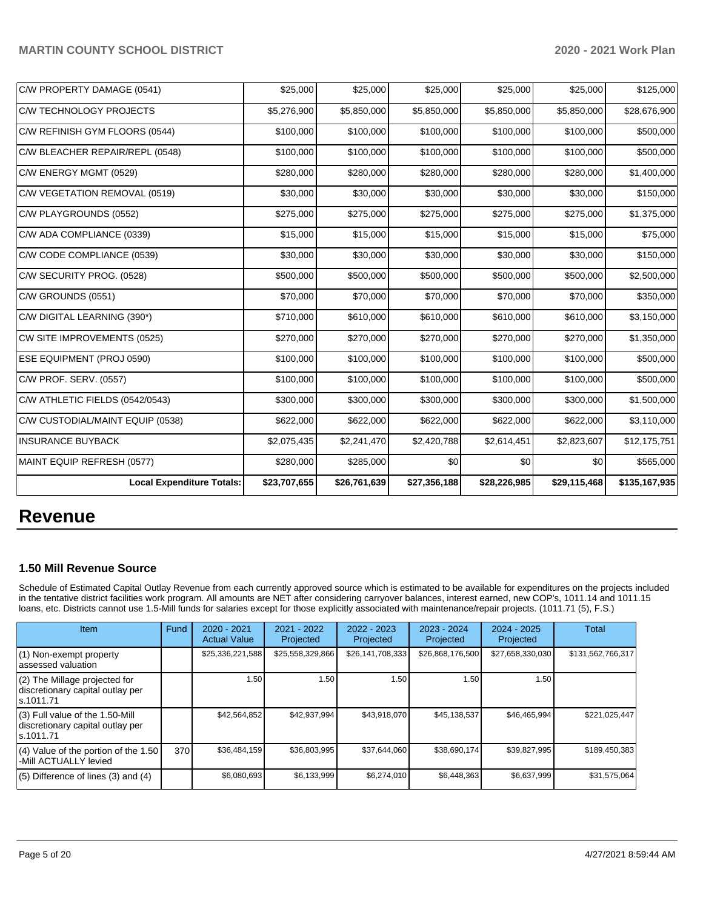| C/W PROPERTY DAMAGE (0541) | $25,000 | $25,000 | $25,000 | $25,000 | $25,000 | $125,000 |
|---|---|---|---|---|---|---|
| C/W TECHNOLOGY PROJECTS | $5,276,900 | $5,850,000 | $5,850,000 | $5,850,000 | $5,850,000 | $28,676,900 |
| C/W REFINISH GYM FLOORS (0544) | $100,000 | $100,000 | $100,000 | $100,000 | $100,000 | $500,000 |
| C/W BLEACHER REPAIR/REPL (0548) | $100,000 | $100,000 | $100,000 | $100,000 | $100,000 | $500,000 |
| C/W ENERGY MGMT (0529) | $280,000 | $280,000 | $280,000 | $280,000 | $280,000 | $1,400,000 |
| C/W VEGETATION REMOVAL (0519) | $30,000 | $30,000 | $30,000 | $30,000 | $30,000 | $150,000 |
| C/W PLAYGROUNDS (0552) | $275,000 | $275,000 | $275,000 | $275,000 | $275,000 | $1,375,000 |
| C/W ADA COMPLIANCE (0339) | $15,000 | $15,000 | $15,000 | $15,000 | $15,000 | $75,000 |
| C/W CODE COMPLIANCE (0539) | $30,000 | $30,000 | $30,000 | $30,000 | $30,000 | $150,000 |
| C/W SECURITY PROG. (0528) | $500,000 | $500,000 | $500,000 | $500,000 | $500,000 | $2,500,000 |
| C/W GROUNDS (0551) | $70,000 | $70,000 | $70,000 | $70,000 | $70,000 | $350,000 |
| C/W DIGITAL LEARNING (390*) | $710,000 | $610,000 | $610,000 | $610,000 | $610,000 | $3,150,000 |
| CW SITE IMPROVEMENTS (0525) | $270,000 | $270,000 | $270,000 | $270,000 | $270,000 | $1,350,000 |
| ESE EQUIPMENT (PROJ 0590) | $100,000 | $100,000 | $100,000 | $100,000 | $100,000 | $500,000 |
| C/W PROF. SERV. (0557) | $100,000 | $100,000 | $100,000 | $100,000 | $100,000 | $500,000 |
| C/W ATHLETIC FIELDS (0542/0543) | $300,000 | $300,000 | $300,000 | $300,000 | $300,000 | $1,500,000 |
| C/W CUSTODIAL/MAINT EQUIP (0538) | $622,000 | $622,000 | $622,000 | $622,000 | $622,000 | $3,110,000 |
| INSURANCE BUYBACK | $2,075,435 | $2,241,470 | $2,420,788 | $2,614,451 | $2,823,607 | $12,175,751 |
| MAINT EQUIP REFRESH (0577) | $280,000 | $285,000 | $0 | $0 | $0 | $565,000 |
| **Local Expenditure Totals:** | **$23,707,655** | **$26,761,639** | **$27,356,188** | **$28,226,985** | **$29,115,468** | **$135,167,935** |

# Revenue

### 1.50 Mill Revenue Source

Schedule of Estimated Capital Outlay Revenue from each currently approved source which is estimated to be available for expenditures on the projects included in the tentative district facilities work program. All amounts are NET after considering carryover balances, interest earned, new COP's, 1011.14 and 1011.15 loans, etc. Districts cannot use 1.5-Mill funds for salaries except for those explicitly associated with maintenance/repair projects. (1011.71 (5), F.S.)

| Item | Fund | 2020 - 2021 Actual Value | 2021 - 2022 Projected | 2022 - 2023 Projected | 2023 - 2024 Projected | 2024 - 2025 Projected | Total |
|---|---|---|---|---|---|---|---|
| (1) Non-exempt property assessed valuation | | $25,336,221,588 | $25,558,329,866 | $26,141,708,333 | $26,868,176,500 | $27,658,330,030 | $131,562,766,317 |
| (2) The Millage projected for discretionary capital outlay per s.1011.71 | | 1.50 | 1.50 | 1.50 | 1.50 | 1.50 | |
| (3) Full value of the 1.50-Mill discretionary capital outlay per s.1011.71 | | $42,564,852 | $42,937,994 | $43,918,070 | $45,138,537 | $46,465,994 | $221,025,447 |
| (4) Value of the portion of the 1.50 -Mill ACTUALLY levied | 370 | $36,484,159 | $36,803,995 | $37,644,060 | $38,690,174 | $39,827,995 | $189,450,383 |
| (5) Difference of lines (3) and (4) | | $6,080,693 | $6,133,999 | $6,274,010 | $6,448,363 | $6,637,999 | $31,575,064 |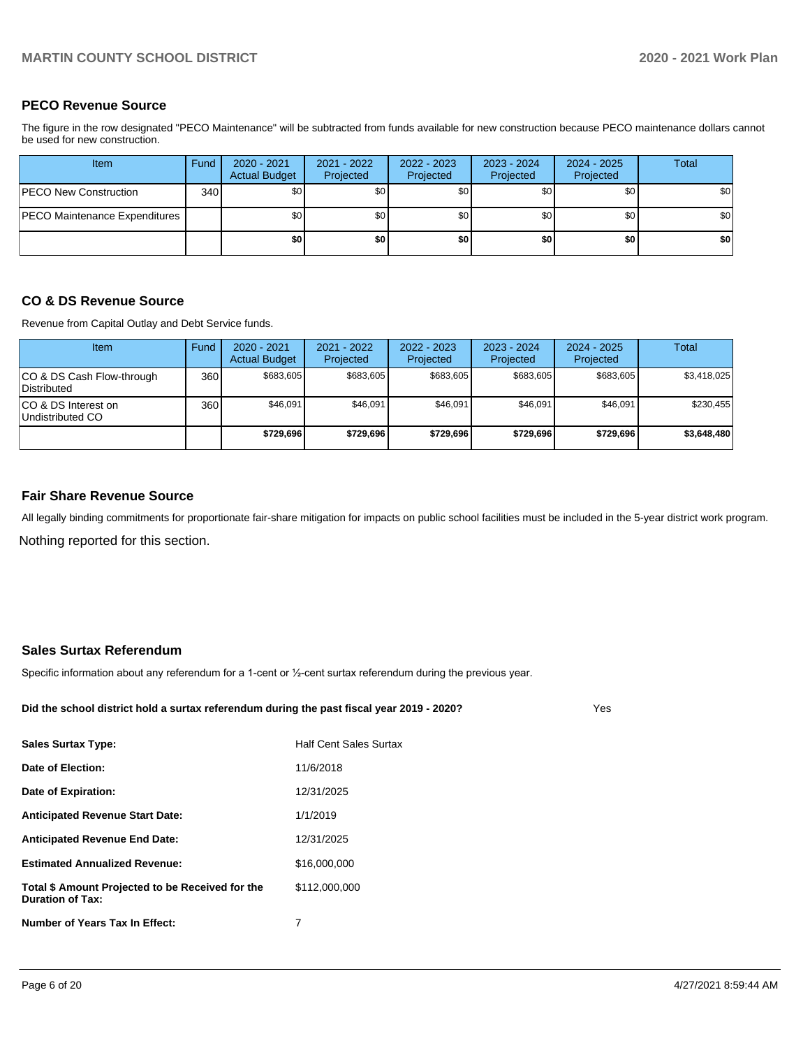## PECO Revenue Source

The figure in the row designated "PECO Maintenance" will be subtracted from funds available for new construction because PECO maintenance dollars cannot be used for new construction.

| Item | Fund | 2020 - 2021 Actual Budget | 2021 - 2022 Projected | 2022 - 2023 Projected | 2023 - 2024 Projected | 2024 - 2025 Projected | Total |
|---|---|---|---|---|---|---|---|
| PECO New Construction | 340 | $0 | $0 | $0 | $0 | $0 | $0 |
| PECO Maintenance Expenditures | | $0 | $0 | $0 | $0 | $0 | $0 |
| | | **$0** | **$0** | **$0** | **$0** | **$0** | **$0** |

## CO & DS Revenue Source

Revenue from Capital Outlay and Debt Service funds.

| Item | Fund | 2020 - 2021 Actual Budget | 2021 - 2022 Projected | 2022 - 2023 Projected | 2023 - 2024 Projected | 2024 - 2025 Projected | Total |
|---|---|---|---|---|---|---|---|
| CO & DS Cash Flow-through Distributed | 360 | $683,605 | $683,605 | $683,605 | $683,605 | $683,605 | $3,418,025 |
| CO & DS Interest on Undistributed CO | 360 | $46,091 | $46,091 | $46,091 | $46,091 | $46,091 | $230,455 |
| | | **$729,696** | **$729,696** | **$729,696** | **$729,696** | **$729,696** | **$3,648,480** |

## Fair Share Revenue Source

All legally binding commitments for proportionate fair-share mitigation for impacts on public school facilities must be included in the 5-year district work program.

Nothing reported for this section.

## Sales Surtax Referendum

Specific information about any referendum for a 1-cent or ½-cent surtax referendum during the previous year.

**Did the school district hold a surtax referendum during the past fiscal year 2019 - 2020?** Yes

| | |
|---|---|
| **Sales Surtax Type:** | Half Cent Sales Surtax |
| **Date of Election:** | 11/6/2018 |
| **Date of Expiration:** | 12/31/2025 |
| **Anticipated Revenue Start Date:** | 1/1/2019 |
| **Anticipated Revenue End Date:** | 12/31/2025 |
| **Estimated Annualized Revenue:** | $16,000,000 |
| **Total $ Amount Projected to be Received for the Duration of Tax:** | $112,000,000 |
| **Number of Years Tax In Effect:** | 7 |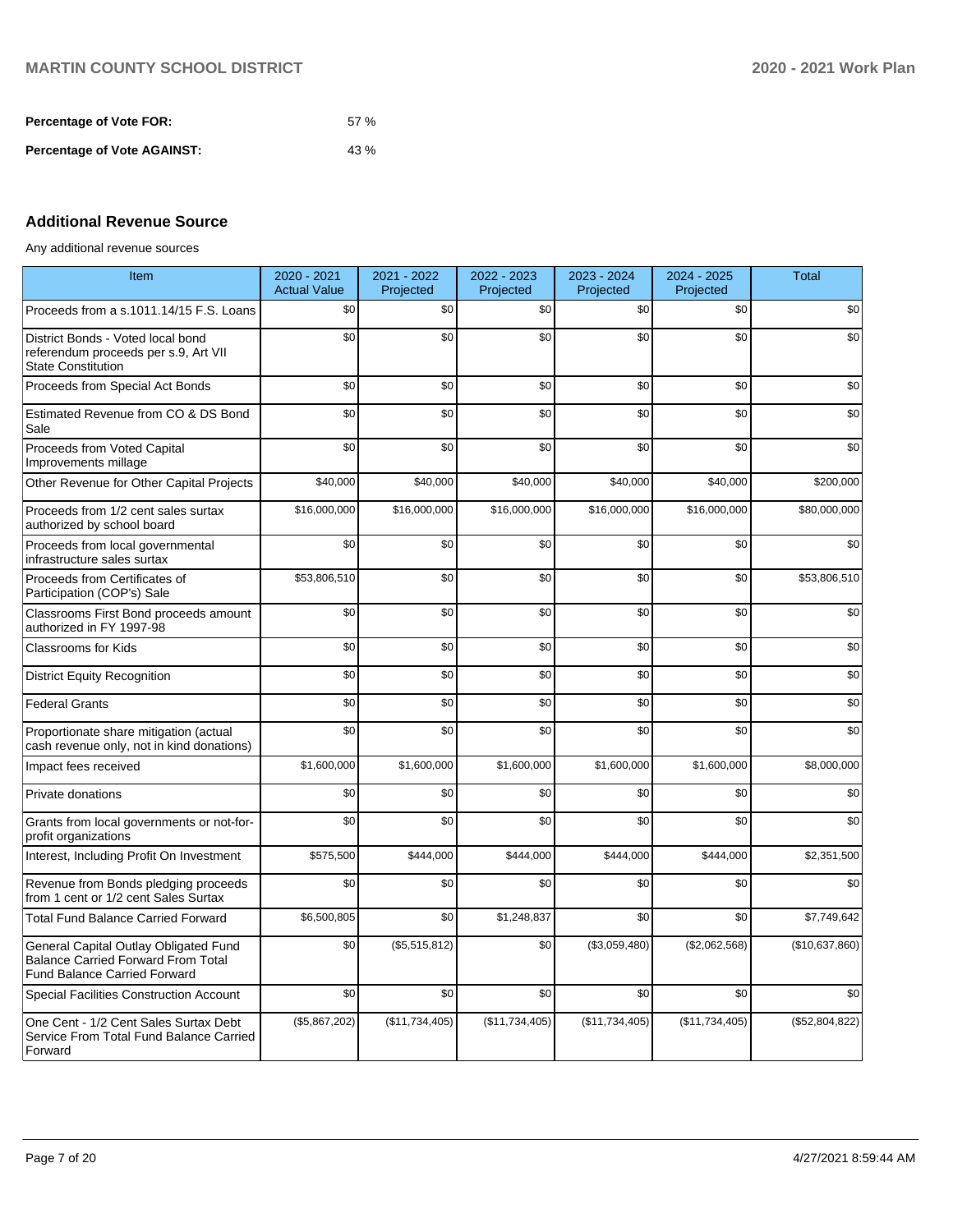**Percentage of Vote FOR:** 57 %

**Percentage of Vote AGAINST:** 43 %

## Additional Revenue Source

Any additional revenue sources

| Item | 2020 - 2021 Actual Value | 2021 - 2022 Projected | 2022 - 2023 Projected | 2023 - 2024 Projected | 2024 - 2025 Projected | Total |
|---|---|---|---|---|---|---|
| Proceeds from a s.1011.14/15 F.S. Loans | $0 | $0 | $0 | $0 | $0 | $0 |
| District Bonds - Voted local bond referendum proceeds per s.9, Art VII State Constitution | $0 | $0 | $0 | $0 | $0 | $0 |
| Proceeds from Special Act Bonds | $0 | $0 | $0 | $0 | $0 | $0 |
| Estimated Revenue from CO & DS Bond Sale | $0 | $0 | $0 | $0 | $0 | $0 |
| Proceeds from Voted Capital Improvements millage | $0 | $0 | $0 | $0 | $0 | $0 |
| Other Revenue for Other Capital Projects | $40,000 | $40,000 | $40,000 | $40,000 | $40,000 | $200,000 |
| Proceeds from 1/2 cent sales surtax authorized by school board | $16,000,000 | $16,000,000 | $16,000,000 | $16,000,000 | $16,000,000 | $80,000,000 |
| Proceeds from local governmental infrastructure sales surtax | $0 | $0 | $0 | $0 | $0 | $0 |
| Proceeds from Certificates of Participation (COP's) Sale | $53,806,510 | $0 | $0 | $0 | $0 | $53,806,510 |
| Classrooms First Bond proceeds amount authorized in FY 1997-98 | $0 | $0 | $0 | $0 | $0 | $0 |
| Classrooms for Kids | $0 | $0 | $0 | $0 | $0 | $0 |
| District Equity Recognition | $0 | $0 | $0 | $0 | $0 | $0 |
| Federal Grants | $0 | $0 | $0 | $0 | $0 | $0 |
| Proportionate share mitigation (actual cash revenue only, not in kind donations) | $0 | $0 | $0 | $0 | $0 | $0 |
| Impact fees received | $1,600,000 | $1,600,000 | $1,600,000 | $1,600,000 | $1,600,000 | $8,000,000 |
| Private donations | $0 | $0 | $0 | $0 | $0 | $0 |
| Grants from local governments or not-for-profit organizations | $0 | $0 | $0 | $0 | $0 | $0 |
| Interest, Including Profit On Investment | $575,500 | $444,000 | $444,000 | $444,000 | $444,000 | $2,351,500 |
| Revenue from Bonds pledging proceeds from 1 cent or 1/2 cent Sales Surtax | $0 | $0 | $0 | $0 | $0 | $0 |
| Total Fund Balance Carried Forward | $6,500,805 | $0 | $1,248,837 | $0 | $0 | $7,749,642 |
| General Capital Outlay Obligated Fund Balance Carried Forward From Total Fund Balance Carried Forward | $0 | ($5,515,812) | $0 | ($3,059,480) | ($2,062,568) | ($10,637,860) |
| Special Facilities Construction Account | $0 | $0 | $0 | $0 | $0 | $0 |
| One Cent - 1/2 Cent Sales Surtax Debt Service From Total Fund Balance Carried Forward | ($5,867,202) | ($11,734,405) | ($11,734,405) | ($11,734,405) | ($11,734,405) | ($52,804,822) |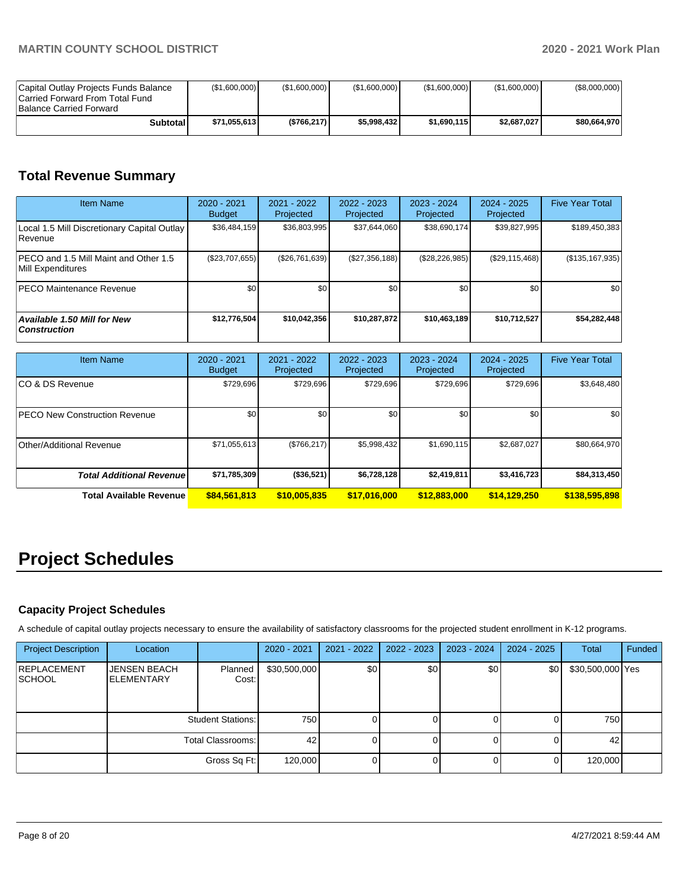| | | | | | | |
|---|---|---|---|---|---|---|
| Capital Outlay Projects Funds Balance Carried Forward From Total Fund Balance Carried Forward | ($1,600,000) | ($1,600,000) | ($1,600,000) | ($1,600,000) | ($1,600,000) | ($8,000,000) |
| **Subtotal** | **$71,055,613** | **($766,217)** | **$5,998,432** | **$1,690,115** | **$2,687,027** | **$80,664,970** |

## Total Revenue Summary

| Item Name | 2020 - 2021 Budget | 2021 - 2022 Projected | 2022 - 2023 Projected | 2023 - 2024 Projected | 2024 - 2025 Projected | Five Year Total |
|---|---|---|---|---|---|---|
| Local 1.5 Mill Discretionary Capital Outlay Revenue | $36,484,159 | $36,803,995 | $37,644,060 | $38,690,174 | $39,827,995 | $189,450,383 |
| PECO and 1.5 Mill Maint and Other 1.5 Mill Expenditures | ($23,707,655) | ($26,761,639) | ($27,356,188) | ($28,226,985) | ($29,115,468) | ($135,167,935) |
| PECO Maintenance Revenue | $0 | $0 | $0 | $0 | $0 | $0 |
| ***Available 1.50 Mill for New Construction*** | **$12,776,504** | **$10,042,356** | **$10,287,872** | **$10,463,189** | **$10,712,527** | **$54,282,448** |

| Item Name | 2020 - 2021 Budget | 2021 - 2022 Projected | 2022 - 2023 Projected | 2023 - 2024 Projected | 2024 - 2025 Projected | Five Year Total |
|---|---|---|---|---|---|---|
| CO & DS Revenue | $729,696 | $729,696 | $729,696 | $729,696 | $729,696 | $3,648,480 |
| PECO New Construction Revenue | $0 | $0 | $0 | $0 | $0 | $0 |
| Other/Additional Revenue | $71,055,613 | ($766,217) | $5,998,432 | $1,690,115 | $2,687,027 | $80,664,970 |
| ***Total Additional Revenue*** | **$71,785,309** | **($36,521)** | **$6,728,128** | **$2,419,811** | **$3,416,723** | **$84,313,450** |
| **Total Available Revenue** | **$84,561,813** | **$10,005,835** | **$17,016,000** | **$12,883,000** | **$14,129,250** | **$138,595,898** |

# Project Schedules

### Capacity Project Schedules

A schedule of capital outlay projects necessary to ensure the availability of satisfactory classrooms for the projected student enrollment in K-12 programs.

| Project Description | Location | | 2020 - 2021 | 2021 - 2022 | 2022 - 2023 | 2023 - 2024 | 2024 - 2025 | Total | Funded |
|---|---|---|---|---|---|---|---|---|---|
| REPLACEMENT SCHOOL | JENSEN BEACH ELEMENTARY | Planned Cost: | $30,500,000 | $0 | $0 | $0 | $0 | $30,500,000 | Yes |
| | | Student Stations: | 750 | 0 | 0 | 0 | 0 | 750 | |
| | | Total Classrooms: | 42 | 0 | 0 | 0 | 0 | 42 | |
| | | Gross Sq Ft: | 120,000 | 0 | 0 | 0 | 0 | 120,000 | |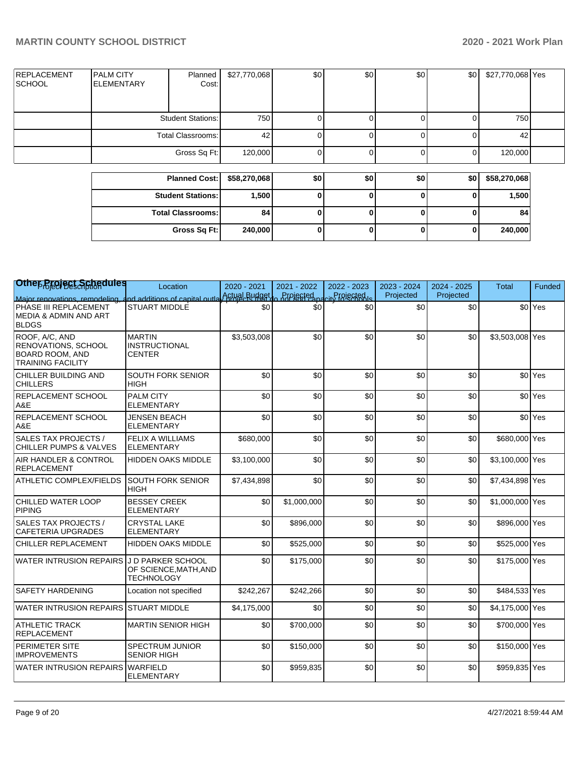| | | | | | | | | | |
|---|---|---|---|---|---|---|---|---|---|
| REPLACEMENT SCHOOL | PALM CITY ELEMENTARY | Planned Cost: | $27,770,068 | $0 | $0 | $0 | $0 | $27,770,068 | Yes |
| | | Student Stations: | 750 | 0 | 0 | 0 | 0 | 750 | |
| | | Total Classrooms: | 42 | 0 | 0 | 0 | 0 | 42 | |
| | | Gross Sq Ft: | 120,000 | 0 | 0 | 0 | 0 | 120,000 | |

| | | | | | | |
|---|---|---|---|---|---|---|
| **Planned Cost:** | **$58,270,068** | **$0** | **$0** | **$0** | **$0** | **$58,270,068** |
| **Student Stations:** | **1,500** | **0** | **0** | **0** | **0** | **1,500** |
| **Total Classrooms:** | **84** | **0** | **0** | **0** | **0** | **84** |
| **Gross Sq Ft:** | **240,000** | **0** | **0** | **0** | **0** | **240,000** |

## Other Project Schedules

Major renovations, remodeling, and additions of capital outlay projects that do not add capacity to schools.

| Project Description | Location | 2020 - 2021 Actual Budget | 2021 - 2022 Projected | 2022 - 2023 Projected | 2023 - 2024 Projected | 2024 - 2025 Projected | Total | Funded |
|---|---|---|---|---|---|---|---|---|
| PHASE III REPLACEMENT MEDIA & ADMIN AND ART BLDGS | STUART MIDDLE | $0 | $0 | $0 | $0 | $0 | $0 | Yes |
| ROOF, A/C, AND RENOVATIONS, SCHOOL BOARD ROOM, AND TRAINING FACILITY | MARTIN INSTRUCTIONAL CENTER | $3,503,008 | $0 | $0 | $0 | $0 | $3,503,008 | Yes |
| CHILLER BUILDING AND CHILLERS | SOUTH FORK SENIOR HIGH | $0 | $0 | $0 | $0 | $0 | $0 | Yes |
| REPLACEMENT SCHOOL A&E | PALM CITY ELEMENTARY | $0 | $0 | $0 | $0 | $0 | $0 | Yes |
| REPLACEMENT SCHOOL A&E | JENSEN BEACH ELEMENTARY | $0 | $0 | $0 | $0 | $0 | $0 | Yes |
| SALES TAX PROJECTS / CHILLER PUMPS & VALVES | FELIX A WILLIAMS ELEMENTARY | $680,000 | $0 | $0 | $0 | $0 | $680,000 | Yes |
| AIR HANDLER & CONTROL REPLACEMENT | HIDDEN OAKS MIDDLE | $3,100,000 | $0 | $0 | $0 | $0 | $3,100,000 | Yes |
| ATHLETIC COMPLEX/FIELDS | SOUTH FORK SENIOR HIGH | $7,434,898 | $0 | $0 | $0 | $0 | $7,434,898 | Yes |
| CHILLED WATER LOOP PIPING | BESSEY CREEK ELEMENTARY | $0 | $1,000,000 | $0 | $0 | $0 | $1,000,000 | Yes |
| SALES TAX PROJECTS / CAFETERIA UPGRADES | CRYSTAL LAKE ELEMENTARY | $0 | $896,000 | $0 | $0 | $0 | $896,000 | Yes |
| CHILLER REPLACEMENT | HIDDEN OAKS MIDDLE | $0 | $525,000 | $0 | $0 | $0 | $525,000 | Yes |
| WATER INTRUSION REPAIRS | J D PARKER SCHOOL OF SCIENCE,MATH,AND TECHNOLOGY | $0 | $175,000 | $0 | $0 | $0 | $175,000 | Yes |
| SAFETY HARDENING | Location not specified | $242,267 | $242,266 | $0 | $0 | $0 | $484,533 | Yes |
| WATER INTRUSION REPAIRS | STUART MIDDLE | $4,175,000 | $0 | $0 | $0 | $0 | $4,175,000 | Yes |
| ATHLETIC TRACK REPLACEMENT | MARTIN SENIOR HIGH | $0 | $700,000 | $0 | $0 | $0 | $700,000 | Yes |
| PERIMETER SITE IMPROVEMENTS | SPECTRUM JUNIOR SENIOR HIGH | $0 | $150,000 | $0 | $0 | $0 | $150,000 | Yes |
| WATER INTRUSION REPAIRS | WARFIELD ELEMENTARY | $0 | $959,835 | $0 | $0 | $0 | $959,835 | Yes |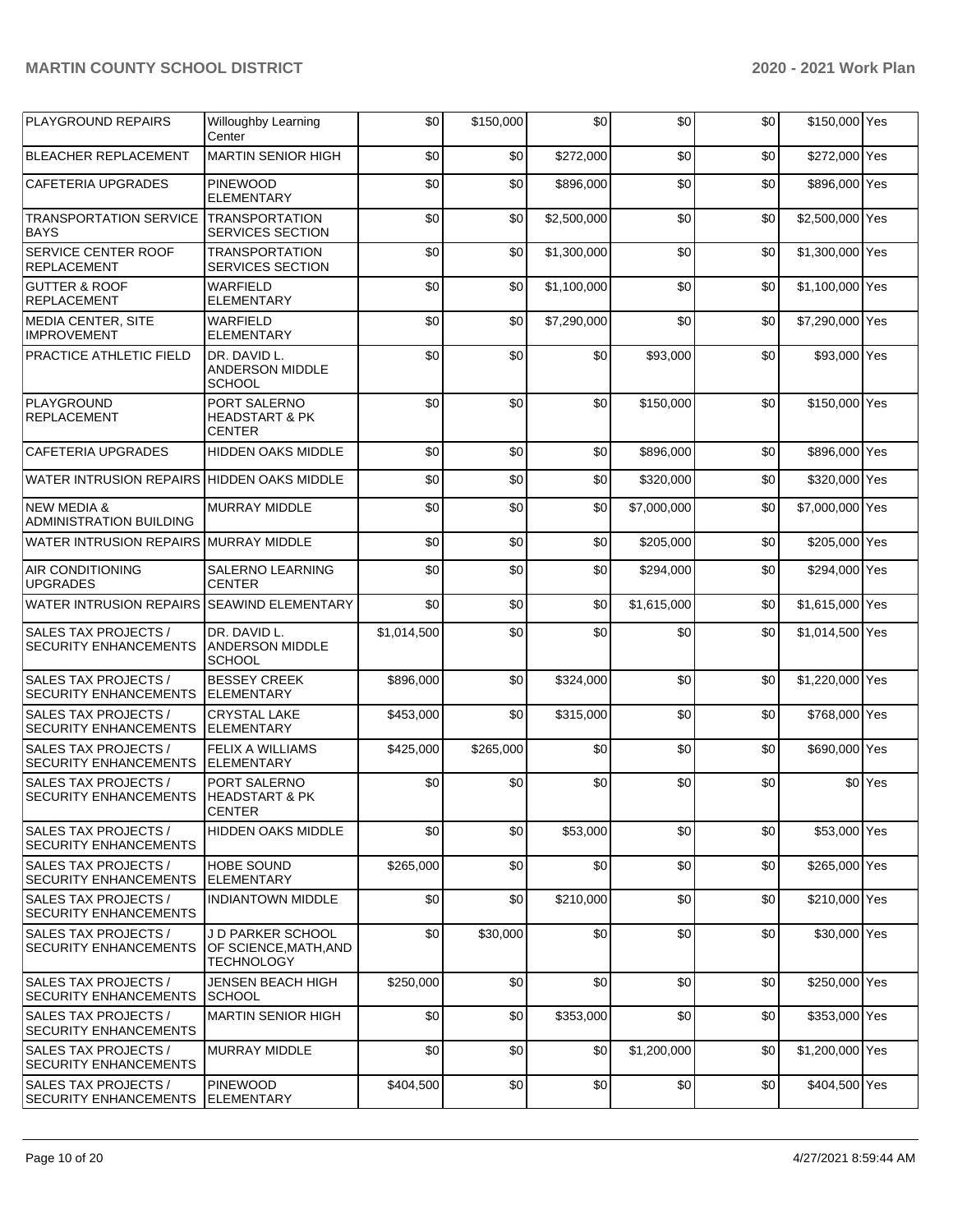| PLAYGROUND REPAIRS | Willoughby Learning Center | $0 | $150,000 | $0 | $0 | $0 | $150,000 | Yes |
|---|---|---|---|---|---|---|---|---|
| BLEACHER REPLACEMENT | MARTIN SENIOR HIGH | $0 | $0 | $272,000 | $0 | $0 | $272,000 | Yes |
| CAFETERIA UPGRADES | PINEWOOD ELEMENTARY | $0 | $0 | $896,000 | $0 | $0 | $896,000 | Yes |
| TRANSPORTATION SERVICE BAYS | TRANSPORTATION SERVICES SECTION | $0 | $0 | $2,500,000 | $0 | $0 | $2,500,000 | Yes |
| SERVICE CENTER ROOF REPLACEMENT | TRANSPORTATION SERVICES SECTION | $0 | $0 | $1,300,000 | $0 | $0 | $1,300,000 | Yes |
| GUTTER & ROOF REPLACEMENT | WARFIELD ELEMENTARY | $0 | $0 | $1,100,000 | $0 | $0 | $1,100,000 | Yes |
| MEDIA CENTER, SITE IMPROVEMENT | WARFIELD ELEMENTARY | $0 | $0 | $7,290,000 | $0 | $0 | $7,290,000 | Yes |
| PRACTICE ATHLETIC FIELD | DR. DAVID L. ANDERSON MIDDLE SCHOOL | $0 | $0 | $0 | $93,000 | $0 | $93,000 | Yes |
| PLAYGROUND REPLACEMENT | PORT SALERNO HEADSTART & PK CENTER | $0 | $0 | $0 | $150,000 | $0 | $150,000 | Yes |
| CAFETERIA UPGRADES | HIDDEN OAKS MIDDLE | $0 | $0 | $0 | $896,000 | $0 | $896,000 | Yes |
| WATER INTRUSION REPAIRS | HIDDEN OAKS MIDDLE | $0 | $0 | $0 | $320,000 | $0 | $320,000 | Yes |
| NEW MEDIA & ADMINISTRATION BUILDING | MURRAY MIDDLE | $0 | $0 | $0 | $7,000,000 | $0 | $7,000,000 | Yes |
| WATER INTRUSION REPAIRS | MURRAY MIDDLE | $0 | $0 | $0 | $205,000 | $0 | $205,000 | Yes |
| AIR CONDITIONING UPGRADES | SALERNO LEARNING CENTER | $0 | $0 | $0 | $294,000 | $0 | $294,000 | Yes |
| WATER INTRUSION REPAIRS | SEAWIND ELEMENTARY | $0 | $0 | $0 | $1,615,000 | $0 | $1,615,000 | Yes |
| SALES TAX PROJECTS / SECURITY ENHANCEMENTS | DR. DAVID L. ANDERSON MIDDLE SCHOOL | $1,014,500 | $0 | $0 | $0 | $0 | $1,014,500 | Yes |
| SALES TAX PROJECTS / SECURITY ENHANCEMENTS | BESSEY CREEK ELEMENTARY | $896,000 | $0 | $324,000 | $0 | $0 | $1,220,000 | Yes |
| SALES TAX PROJECTS / SECURITY ENHANCEMENTS | CRYSTAL LAKE ELEMENTARY | $453,000 | $0 | $315,000 | $0 | $0 | $768,000 | Yes |
| SALES TAX PROJECTS / SECURITY ENHANCEMENTS | FELIX A WILLIAMS ELEMENTARY | $425,000 | $265,000 | $0 | $0 | $0 | $690,000 | Yes |
| SALES TAX PROJECTS / SECURITY ENHANCEMENTS | PORT SALERNO HEADSTART & PK CENTER | $0 | $0 | $0 | $0 | $0 | $0 | Yes |
| SALES TAX PROJECTS / SECURITY ENHANCEMENTS | HIDDEN OAKS MIDDLE | $0 | $0 | $53,000 | $0 | $0 | $53,000 | Yes |
| SALES TAX PROJECTS / SECURITY ENHANCEMENTS | HOBE SOUND ELEMENTARY | $265,000 | $0 | $0 | $0 | $0 | $265,000 | Yes |
| SALES TAX PROJECTS / SECURITY ENHANCEMENTS | INDIANTOWN MIDDLE | $0 | $0 | $210,000 | $0 | $0 | $210,000 | Yes |
| SALES TAX PROJECTS / SECURITY ENHANCEMENTS | J D PARKER SCHOOL OF SCIENCE,MATH,AND TECHNOLOGY | $0 | $30,000 | $0 | $0 | $0 | $30,000 | Yes |
| SALES TAX PROJECTS / SECURITY ENHANCEMENTS | JENSEN BEACH HIGH SCHOOL | $250,000 | $0 | $0 | $0 | $0 | $250,000 | Yes |
| SALES TAX PROJECTS / SECURITY ENHANCEMENTS | MARTIN SENIOR HIGH | $0 | $0 | $353,000 | $0 | $0 | $353,000 | Yes |
| SALES TAX PROJECTS / SECURITY ENHANCEMENTS | MURRAY MIDDLE | $0 | $0 | $0 | $1,200,000 | $0 | $1,200,000 | Yes |
| SALES TAX PROJECTS / SECURITY ENHANCEMENTS | PINEWOOD ELEMENTARY | $404,500 | $0 | $0 | $0 | $0 | $404,500 | Yes |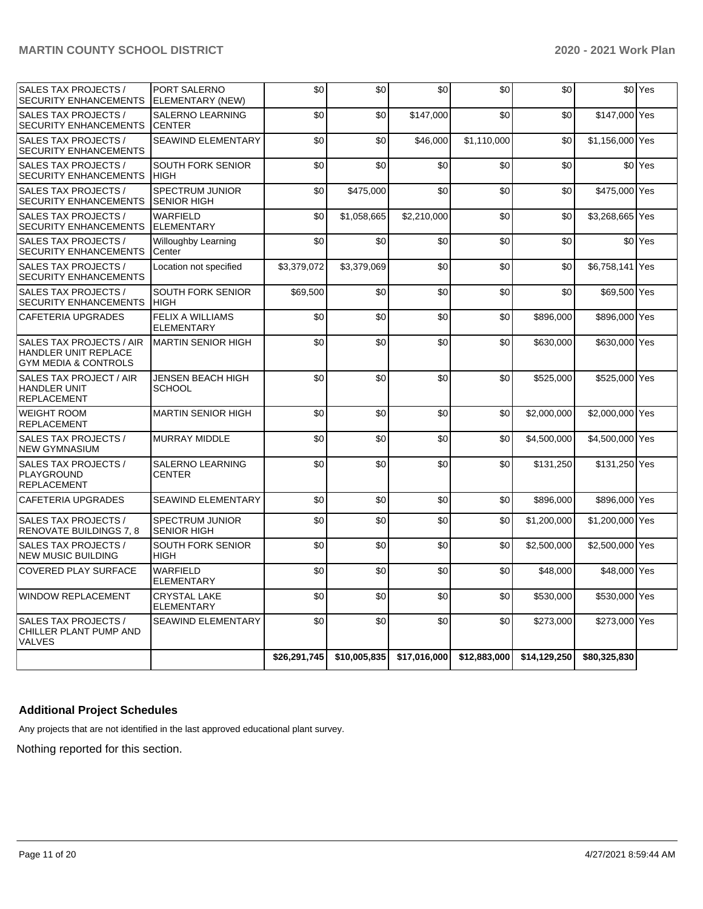| | | | | | | | | |
|---|---|---|---|---|---|---|---|---|
| SALES TAX PROJECTS / SECURITY ENHANCEMENTS | PORT SALERNO ELEMENTARY (NEW) | $0 | $0 | $0 | $0 | $0 | $0 | Yes |
| SALES TAX PROJECTS / SECURITY ENHANCEMENTS | SALERNO LEARNING CENTER | $0 | $0 | $147,000 | $0 | $0 | $147,000 | Yes |
| SALES TAX PROJECTS / SECURITY ENHANCEMENTS | SEAWIND ELEMENTARY | $0 | $0 | $46,000 | $1,110,000 | $0 | $1,156,000 | Yes |
| SALES TAX PROJECTS / SECURITY ENHANCEMENTS | SOUTH FORK SENIOR HIGH | $0 | $0 | $0 | $0 | $0 | $0 | Yes |
| SALES TAX PROJECTS / SECURITY ENHANCEMENTS | SPECTRUM JUNIOR SENIOR HIGH | $0 | $475,000 | $0 | $0 | $0 | $475,000 | Yes |
| SALES TAX PROJECTS / SECURITY ENHANCEMENTS | WARFIELD ELEMENTARY | $0 | $1,058,665 | $2,210,000 | $0 | $0 | $3,268,665 | Yes |
| SALES TAX PROJECTS / SECURITY ENHANCEMENTS | Willoughby Learning Center | $0 | $0 | $0 | $0 | $0 | $0 | Yes |
| SALES TAX PROJECTS / SECURITY ENHANCEMENTS | Location not specified | $3,379,072 | $3,379,069 | $0 | $0 | $0 | $6,758,141 | Yes |
| SALES TAX PROJECTS / SECURITY ENHANCEMENTS | SOUTH FORK SENIOR HIGH | $69,500 | $0 | $0 | $0 | $0 | $69,500 | Yes |
| CAFETERIA UPGRADES | FELIX A WILLIAMS ELEMENTARY | $0 | $0 | $0 | $0 | $896,000 | $896,000 | Yes |
| SALES TAX PROJECTS / AIR HANDLER UNIT REPLACE GYM MEDIA & CONTROLS | MARTIN SENIOR HIGH | $0 | $0 | $0 | $0 | $630,000 | $630,000 | Yes |
| SALES TAX PROJECT / AIR HANDLER UNIT REPLACEMENT | JENSEN BEACH HIGH SCHOOL | $0 | $0 | $0 | $0 | $525,000 | $525,000 | Yes |
| WEIGHT ROOM REPLACEMENT | MARTIN SENIOR HIGH | $0 | $0 | $0 | $0 | $2,000,000 | $2,000,000 | Yes |
| SALES TAX PROJECTS / NEW GYMNASIUM | MURRAY MIDDLE | $0 | $0 | $0 | $0 | $4,500,000 | $4,500,000 | Yes |
| SALES TAX PROJECTS / PLAYGROUND REPLACEMENT | SALERNO LEARNING CENTER | $0 | $0 | $0 | $0 | $131,250 | $131,250 | Yes |
| CAFETERIA UPGRADES | SEAWIND ELEMENTARY | $0 | $0 | $0 | $0 | $896,000 | $896,000 | Yes |
| SALES TAX PROJECTS / RENOVATE BUILDINGS 7, 8 | SPECTRUM JUNIOR SENIOR HIGH | $0 | $0 | $0 | $0 | $1,200,000 | $1,200,000 | Yes |
| SALES TAX PROJECTS / NEW MUSIC BUILDING | SOUTH FORK SENIOR HIGH | $0 | $0 | $0 | $0 | $2,500,000 | $2,500,000 | Yes |
| COVERED PLAY SURFACE | WARFIELD ELEMENTARY | $0 | $0 | $0 | $0 | $48,000 | $48,000 | Yes |
| WINDOW REPLACEMENT | CRYSTAL LAKE ELEMENTARY | $0 | $0 | $0 | $0 | $530,000 | $530,000 | Yes |
| SALES TAX PROJECTS / CHILLER PLANT PUMP AND VALVES | SEAWIND ELEMENTARY | $0 | $0 | $0 | $0 | $273,000 | $273,000 | Yes |
| | | **$26,291,745** | **$10,005,835** | **$17,016,000** | **$12,883,000** | **$14,129,250** | **$80,325,830** | |

### Additional Project Schedules

Any projects that are not identified in the last approved educational plant survey.

Nothing reported for this section.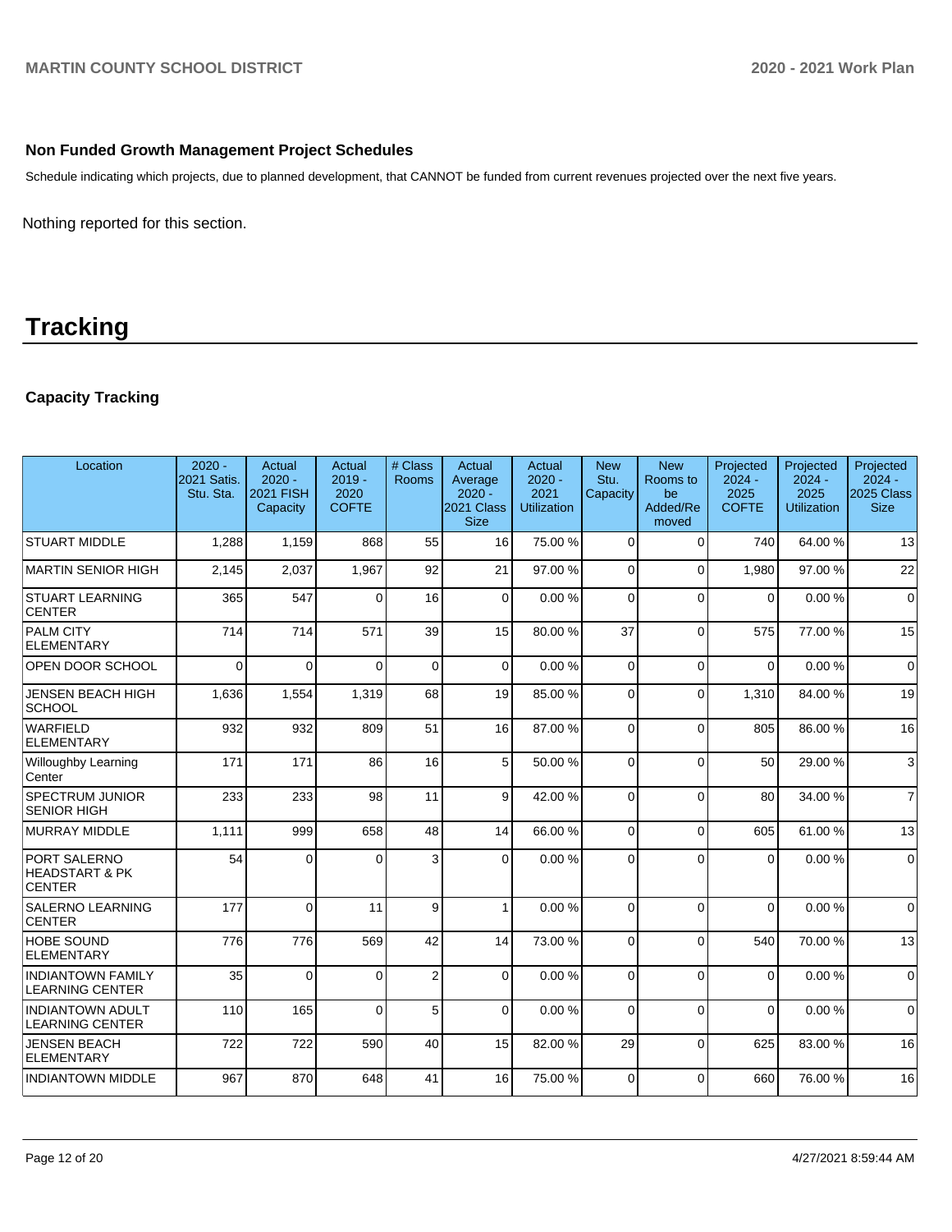### Non Funded Growth Management Project Schedules

Schedule indicating which projects, due to planned development, that CANNOT be funded from current revenues projected over the next five years.

Nothing reported for this section.

# Tracking

### Capacity Tracking

| Location | 2020 - 2021 Satis. Stu. Sta. | Actual 2020 - 2021 FISH Capacity | Actual 2019 - 2020 COFTE | # Class Rooms | Actual Average 2020 - 2021 Class Size | Actual 2020 - 2021 Utilization | New Stu. Capacity | New Rooms to be Added/Removed | Projected 2024 - 2025 COFTE | Projected 2024 - 2025 Utilization | Projected 2024 - 2025 Class Size |
|---|---|---|---|---|---|---|---|---|---|---|---|
| STUART MIDDLE | 1,288 | 1,159 | 868 | 55 | 16 | 75.00 % | 0 | 0 | 740 | 64.00 % | 13 |
| MARTIN SENIOR HIGH | 2,145 | 2,037 | 1,967 | 92 | 21 | 97.00 % | 0 | 0 | 1,980 | 97.00 % | 22 |
| STUART LEARNING CENTER | 365 | 547 | 0 | 16 | 0 | 0.00 % | 0 | 0 | 0 | 0.00 % | 0 |
| PALM CITY ELEMENTARY | 714 | 714 | 571 | 39 | 15 | 80.00 % | 37 | 0 | 575 | 77.00 % | 15 |
| OPEN DOOR SCHOOL | 0 | 0 | 0 | 0 | 0 | 0.00 % | 0 | 0 | 0 | 0.00 % | 0 |
| JENSEN BEACH HIGH SCHOOL | 1,636 | 1,554 | 1,319 | 68 | 19 | 85.00 % | 0 | 0 | 1,310 | 84.00 % | 19 |
| WARFIELD ELEMENTARY | 932 | 932 | 809 | 51 | 16 | 87.00 % | 0 | 0 | 805 | 86.00 % | 16 |
| Willoughby Learning Center | 171 | 171 | 86 | 16 | 5 | 50.00 % | 0 | 0 | 50 | 29.00 % | 3 |
| SPECTRUM JUNIOR SENIOR HIGH | 233 | 233 | 98 | 11 | 9 | 42.00 % | 0 | 0 | 80 | 34.00 % | 7 |
| MURRAY MIDDLE | 1,111 | 999 | 658 | 48 | 14 | 66.00 % | 0 | 0 | 605 | 61.00 % | 13 |
| PORT SALERNO HEADSTART & PK CENTER | 54 | 0 | 0 | 3 | 0 | 0.00 % | 0 | 0 | 0 | 0.00 % | 0 |
| SALERNO LEARNING CENTER | 177 | 0 | 11 | 9 | 1 | 0.00 % | 0 | 0 | 0 | 0.00 % | 0 |
| HOBE SOUND ELEMENTARY | 776 | 776 | 569 | 42 | 14 | 73.00 % | 0 | 0 | 540 | 70.00 % | 13 |
| INDIANTOWN FAMILY LEARNING CENTER | 35 | 0 | 0 | 2 | 0 | 0.00 % | 0 | 0 | 0 | 0.00 % | 0 |
| INDIANTOWN ADULT LEARNING CENTER | 110 | 165 | 0 | 5 | 0 | 0.00 % | 0 | 0 | 0 | 0.00 % | 0 |
| JENSEN BEACH ELEMENTARY | 722 | 722 | 590 | 40 | 15 | 82.00 % | 29 | 0 | 625 | 83.00 % | 16 |
| INDIANTOWN MIDDLE | 967 | 870 | 648 | 41 | 16 | 75.00 % | 0 | 0 | 660 | 76.00 % | 16 |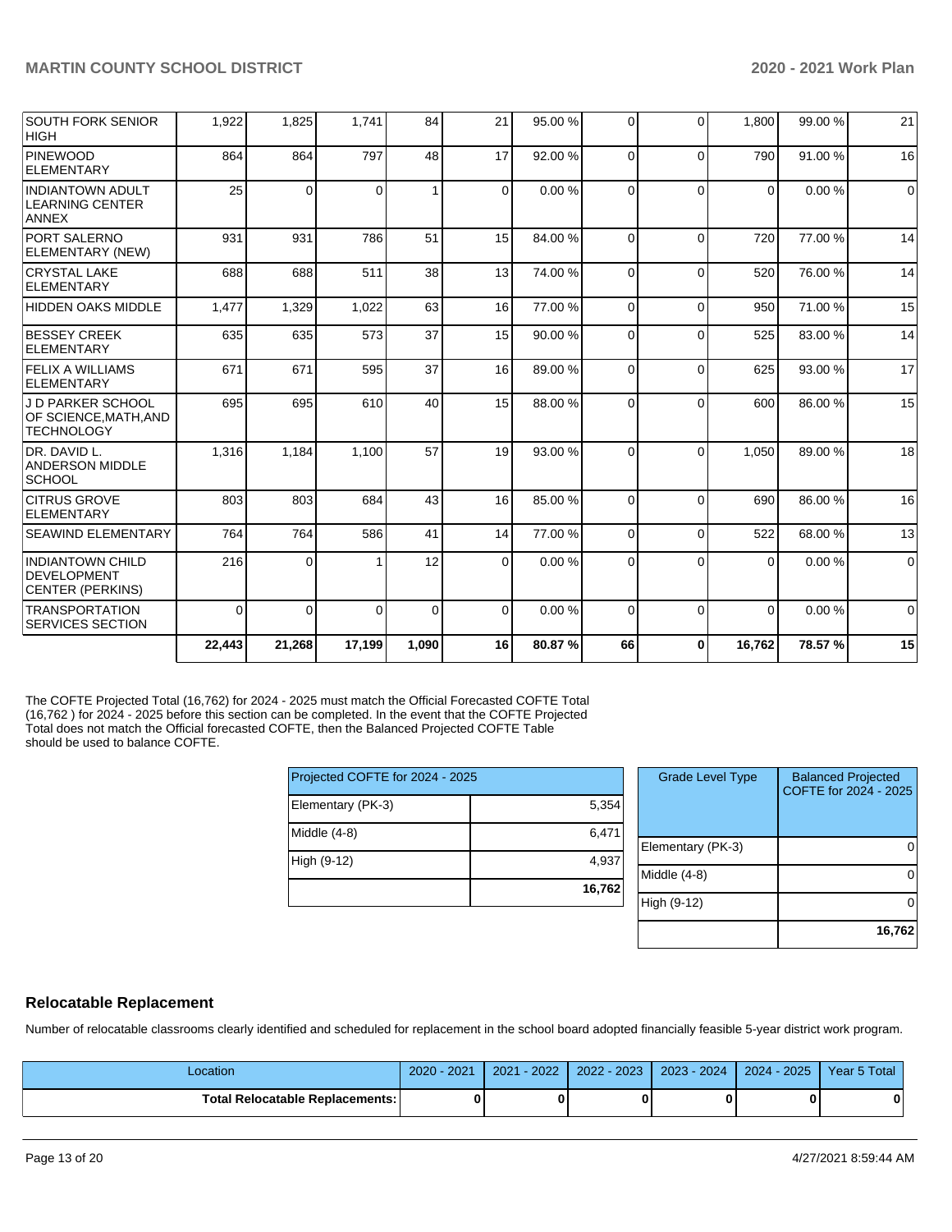| | | | | | | | | | | |
|---|---|---|---|---|---|---|---|---|---|---|
| SOUTH FORK SENIOR HIGH | 1,922 | 1,825 | 1,741 | 84 | 21 | 95.00 % | 0 | 0 | 1,800 | 99.00 % | 21 |
| PINEWOOD ELEMENTARY | 864 | 864 | 797 | 48 | 17 | 92.00 % | 0 | 0 | 790 | 91.00 % | 16 |
| INDIANTOWN ADULT LEARNING CENTER ANNEX | 25 | 0 | 0 | 1 | 0 | 0.00 % | 0 | 0 | 0 | 0.00 % | 0 |
| PORT SALERNO ELEMENTARY (NEW) | 931 | 931 | 786 | 51 | 15 | 84.00 % | 0 | 0 | 720 | 77.00 % | 14 |
| CRYSTAL LAKE ELEMENTARY | 688 | 688 | 511 | 38 | 13 | 74.00 % | 0 | 0 | 520 | 76.00 % | 14 |
| HIDDEN OAKS MIDDLE | 1,477 | 1,329 | 1,022 | 63 | 16 | 77.00 % | 0 | 0 | 950 | 71.00 % | 15 |
| BESSEY CREEK ELEMENTARY | 635 | 635 | 573 | 37 | 15 | 90.00 % | 0 | 0 | 525 | 83.00 % | 14 |
| FELIX A WILLIAMS ELEMENTARY | 671 | 671 | 595 | 37 | 16 | 89.00 % | 0 | 0 | 625 | 93.00 % | 17 |
| J D PARKER SCHOOL OF SCIENCE,MATH,AND TECHNOLOGY | 695 | 695 | 610 | 40 | 15 | 88.00 % | 0 | 0 | 600 | 86.00 % | 15 |
| DR. DAVID L. ANDERSON MIDDLE SCHOOL | 1,316 | 1,184 | 1,100 | 57 | 19 | 93.00 % | 0 | 0 | 1,050 | 89.00 % | 18 |
| CITRUS GROVE ELEMENTARY | 803 | 803 | 684 | 43 | 16 | 85.00 % | 0 | 0 | 690 | 86.00 % | 16 |
| SEAWIND ELEMENTARY | 764 | 764 | 586 | 41 | 14 | 77.00 % | 0 | 0 | 522 | 68.00 % | 13 |
| INDIANTOWN CHILD DEVELOPMENT CENTER (PERKINS) | 216 | 0 | 1 | 12 | 0 | 0.00 % | 0 | 0 | 0 | 0.00 % | 0 |
| TRANSPORTATION SERVICES SECTION | 0 | 0 | 0 | 0 | 0 | 0.00 % | 0 | 0 | 0 | 0.00 % | 0 |
| | **22,443** | **21,268** | **17,199** | **1,090** | **16** | **80.87 %** | **66** | **0** | **16,762** | **78.57 %** | **15** |

The COFTE Projected Total (16,762) for 2024 - 2025 must match the Official Forecasted COFTE Total (16,762 ) for 2024 - 2025 before this section can be completed. In the event that the COFTE Projected Total does not match the Official forecasted COFTE, then the Balanced Projected COFTE Table should be used to balance COFTE.

| Projected COFTE for 2024 - 2025 | |
|---|---|
| Elementary (PK-3) | 5,354 |
| Middle (4-8) | 6,471 |
| High (9-12) | 4,937 |
| | **16,762** |

| Grade Level Type | Balanced Projected COFTE for 2024 - 2025 |
|---|---|
| Elementary (PK-3) | 0 |
| Middle (4-8) | 0 |
| High (9-12) | 0 |
| | **16,762** |

## Relocatable Replacement

Number of relocatable classrooms clearly identified and scheduled for replacement in the school board adopted financially feasible 5-year district work program.

| Location | 2020 - 2021 | 2021 - 2022 | 2022 - 2023 | 2023 - 2024 | 2024 - 2025 | Year 5 Total |
|---|---|---|---|---|---|---|
| **Total Relocatable Replacements:** | **0** | **0** | **0** | **0** | **0** | **0** |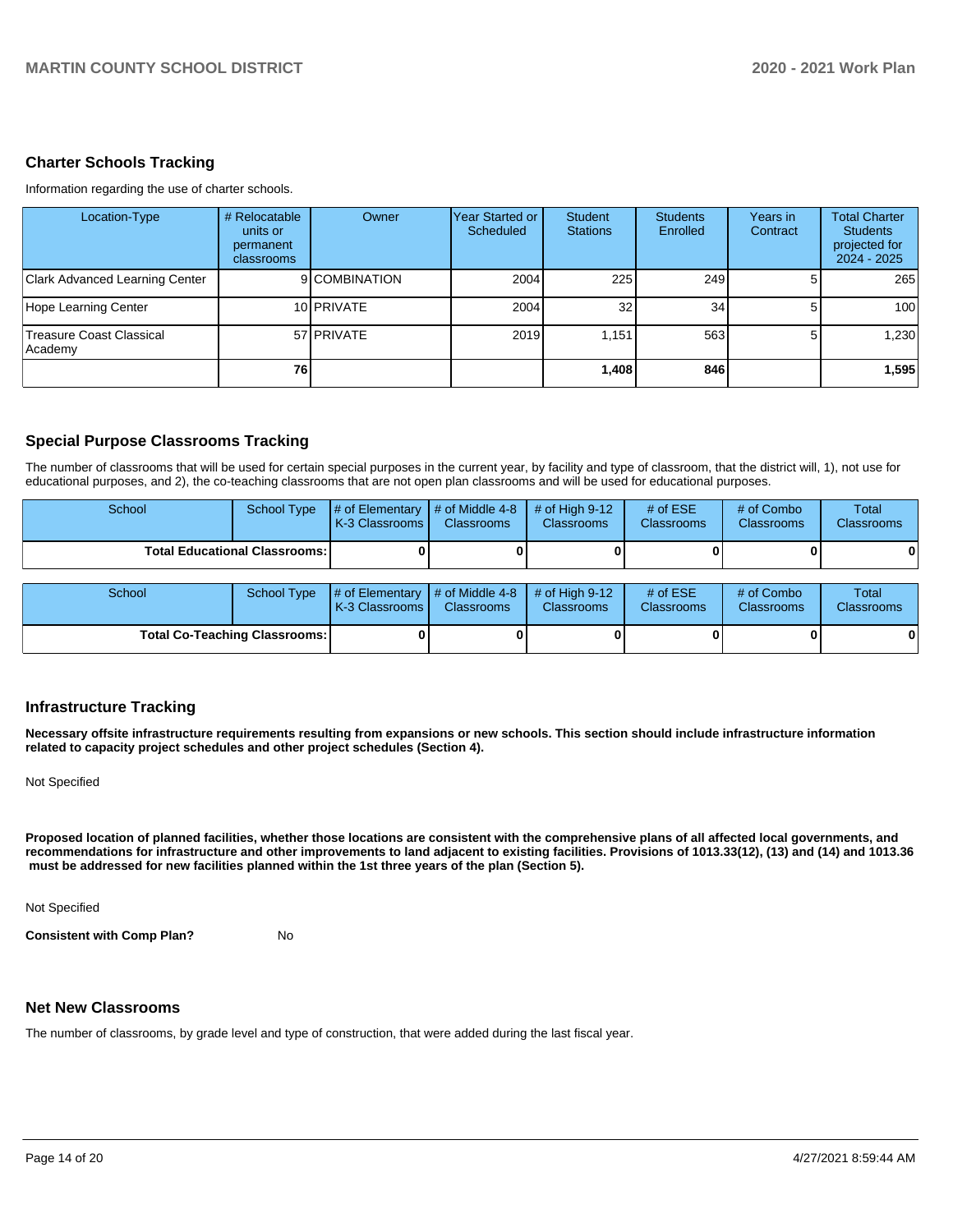## Charter Schools Tracking

Information regarding the use of charter schools.

| Location-Type | # Relocatable units or permanent classrooms | Owner | Year Started or Scheduled | Student Stations | Students Enrolled | Years in Contract | Total Charter Students projected for 2024 - 2025 |
|---|---|---|---|---|---|---|---|
| Clark Advanced Learning Center | 9 | COMBINATION | 2004 | 225 | 249 | 5 | 265 |
| Hope Learning Center | 10 | PRIVATE | 2004 | 32 | 34 | 5 | 100 |
| Treasure Coast Classical Academy | 57 | PRIVATE | 2019 | 1,151 | 563 | 5 | 1,230 |
| | **76** | | | **1,408** | **846** | | **1,595** |

## Special Purpose Classrooms Tracking

The number of classrooms that will be used for certain special purposes in the current year, by facility and type of classroom, that the district will, 1), not use for educational purposes, and 2), the co-teaching classrooms that are not open plan classrooms and will be used for educational purposes.

| School | School Type | # of Elementary K-3 Classrooms | # of Middle 4-8 Classrooms | # of High 9-12 Classrooms | # of ESE Classrooms | # of Combo Classrooms | Total Classrooms |
|---|---|---|---|---|---|---|---|
| **Total Educational Classrooms:** | | **0** | **0** | **0** | **0** | **0** | **0** |

| School | School Type | # of Elementary K-3 Classrooms | # of Middle 4-8 Classrooms | # of High 9-12 Classrooms | # of ESE Classrooms | # of Combo Classrooms | Total Classrooms |
|---|---|---|---|---|---|---|---|
| **Total Co-Teaching Classrooms:** | | **0** | **0** | **0** | **0** | **0** | **0** |

## Infrastructure Tracking

**Necessary offsite infrastructure requirements resulting from expansions or new schools. This section should include infrastructure information related to capacity project schedules and other project schedules (Section 4).**

Not Specified

**Proposed location of planned facilities, whether those locations are consistent with the comprehensive plans of all affected local governments, and recommendations for infrastructure and other improvements to land adjacent to existing facilities. Provisions of 1013.33(12), (13) and (14) and 1013.36 must be addressed for new facilities planned within the 1st three years of the plan (Section 5).**

Not Specified

**Consistent with Comp Plan?** No

## Net New Classrooms

The number of classrooms, by grade level and type of construction, that were added during the last fiscal year.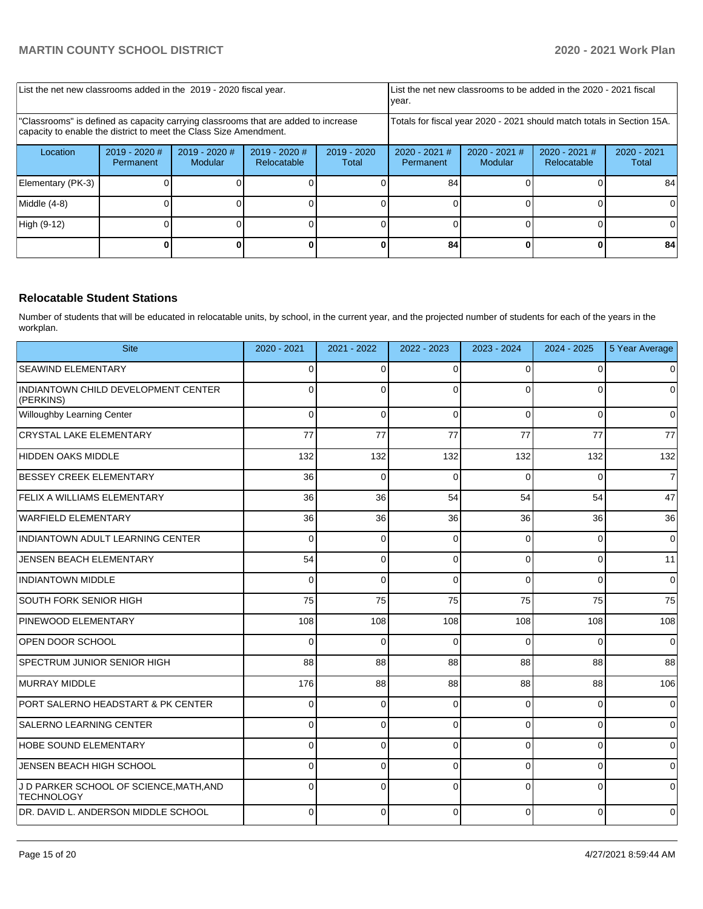| List the net new classrooms added in the 2019 - 2020 fiscal year. | | | | | List the net new classrooms to be added in the 2020 - 2021 fiscal year. | | | |
|---|---|---|---|---|---|---|---|---|
| "Classrooms" is defined as capacity carrying classrooms that are added to increase capacity to enable the district to meet the Class Size Amendment. | | | | | Totals for fiscal year 2020 - 2021 should match totals in Section 15A. | | | |
| Location | 2019 - 2020 # Permanent | 2019 - 2020 # Modular | 2019 - 2020 # Relocatable | 2019 - 2020 Total | 2020 - 2021 # Permanent | 2020 - 2021 # Modular | 2020 - 2021 # Relocatable | 2020 - 2021 Total |
| Elementary (PK-3) | 0 | 0 | 0 | 0 | 84 | 0 | 0 | 84 |
| Middle (4-8) | 0 | 0 | 0 | 0 | 0 | 0 | 0 | 0 |
| High (9-12) | 0 | 0 | 0 | 0 | 0 | 0 | 0 | 0 |
| | **0** | **0** | **0** | **0** | **84** | **0** | **0** | **84** |

## Relocatable Student Stations

Number of students that will be educated in relocatable units, by school, in the current year, and the projected number of students for each of the years in the workplan.

| Site | 2020 - 2021 | 2021 - 2022 | 2022 - 2023 | 2023 - 2024 | 2024 - 2025 | 5 Year Average |
|---|---|---|---|---|---|---|
| SEAWIND ELEMENTARY | 0 | 0 | 0 | 0 | 0 | 0 |
| INDIANTOWN CHILD DEVELOPMENT CENTER (PERKINS) | 0 | 0 | 0 | 0 | 0 | 0 |
| Willoughby Learning Center | 0 | 0 | 0 | 0 | 0 | 0 |
| CRYSTAL LAKE ELEMENTARY | 77 | 77 | 77 | 77 | 77 | 77 |
| HIDDEN OAKS MIDDLE | 132 | 132 | 132 | 132 | 132 | 132 |
| BESSEY CREEK ELEMENTARY | 36 | 0 | 0 | 0 | 0 | 7 |
| FELIX A WILLIAMS ELEMENTARY | 36 | 36 | 54 | 54 | 54 | 47 |
| WARFIELD ELEMENTARY | 36 | 36 | 36 | 36 | 36 | 36 |
| INDIANTOWN ADULT LEARNING CENTER | 0 | 0 | 0 | 0 | 0 | 0 |
| JENSEN BEACH ELEMENTARY | 54 | 0 | 0 | 0 | 0 | 11 |
| INDIANTOWN MIDDLE | 0 | 0 | 0 | 0 | 0 | 0 |
| SOUTH FORK SENIOR HIGH | 75 | 75 | 75 | 75 | 75 | 75 |
| PINEWOOD ELEMENTARY | 108 | 108 | 108 | 108 | 108 | 108 |
| OPEN DOOR SCHOOL | 0 | 0 | 0 | 0 | 0 | 0 |
| SPECTRUM JUNIOR SENIOR HIGH | 88 | 88 | 88 | 88 | 88 | 88 |
| MURRAY MIDDLE | 176 | 88 | 88 | 88 | 88 | 106 |
| PORT SALERNO HEADSTART & PK CENTER | 0 | 0 | 0 | 0 | 0 | 0 |
| SALERNO LEARNING CENTER | 0 | 0 | 0 | 0 | 0 | 0 |
| HOBE SOUND ELEMENTARY | 0 | 0 | 0 | 0 | 0 | 0 |
| JENSEN BEACH HIGH SCHOOL | 0 | 0 | 0 | 0 | 0 | 0 |
| J D PARKER SCHOOL OF SCIENCE,MATH,AND TECHNOLOGY | 0 | 0 | 0 | 0 | 0 | 0 |
| DR. DAVID L. ANDERSON MIDDLE SCHOOL | 0 | 0 | 0 | 0 | 0 | 0 |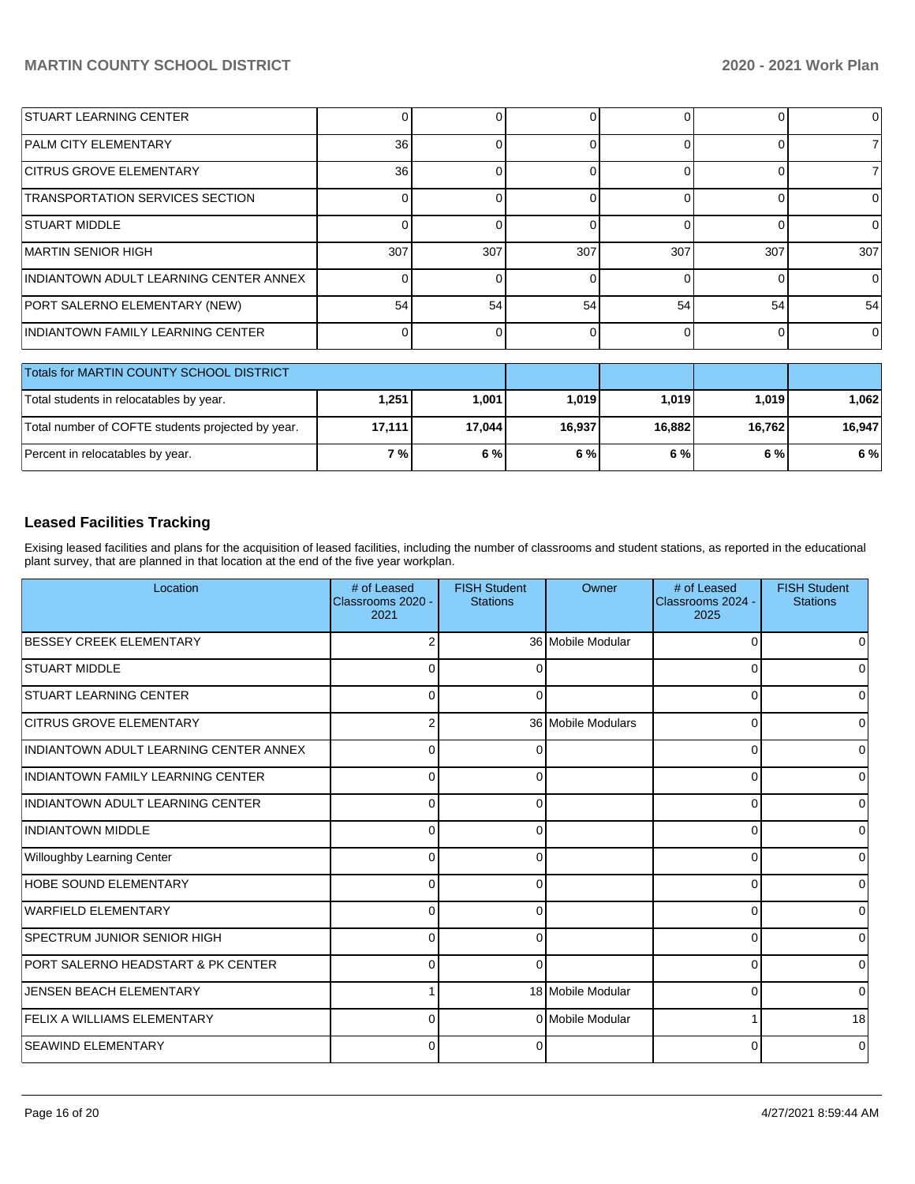| | | | | | | |
|---|---|---|---|---|---|---|
| STUART LEARNING CENTER | 0 | 0 | 0 | 0 | 0 | 0 |
| PALM CITY ELEMENTARY | 36 | 0 | 0 | 0 | 0 | 7 |
| CITRUS GROVE ELEMENTARY | 36 | 0 | 0 | 0 | 0 | 7 |
| TRANSPORTATION SERVICES SECTION | 0 | 0 | 0 | 0 | 0 | 0 |
| STUART MIDDLE | 0 | 0 | 0 | 0 | 0 | 0 |
| MARTIN SENIOR HIGH | 307 | 307 | 307 | 307 | 307 | 307 |
| INDIANTOWN ADULT LEARNING CENTER ANNEX | 0 | 0 | 0 | 0 | 0 | 0 |
| PORT SALERNO ELEMENTARY (NEW) | 54 | 54 | 54 | 54 | 54 | 54 |
| INDIANTOWN FAMILY LEARNING CENTER | 0 | 0 | 0 | 0 | 0 | 0 |

| Totals for MARTIN COUNTY SCHOOL DISTRICT | | | | | | |
|---|---|---|---|---|---|---|
| Total students in relocatables by year. | **1,251** | **1,001** | **1,019** | **1,019** | **1,019** | **1,062** |
| Total number of COFTE students projected by year. | **17,111** | **17,044** | **16,937** | **16,882** | **16,762** | **16,947** |
| Percent in relocatables by year. | **7 %** | **6 %** | **6 %** | **6 %** | **6 %** | **6 %** |

## Leased Facilities Tracking

Exising leased facilities and plans for the acquisition of leased facilities, including the number of classrooms and student stations, as reported in the educational plant survey, that are planned in that location at the end of the five year workplan.

| Location | # of Leased Classrooms 2020 - 2021 | FISH Student Stations | Owner | # of Leased Classrooms 2024 - 2025 | FISH Student Stations |
|---|---|---|---|---|---|
| BESSEY CREEK ELEMENTARY | 2 | 36 | Mobile Modular | 0 | 0 |
| STUART MIDDLE | 0 | 0 | | 0 | 0 |
| STUART LEARNING CENTER | 0 | 0 | | 0 | 0 |
| CITRUS GROVE ELEMENTARY | 2 | 36 | Mobile Modulars | 0 | 0 |
| INDIANTOWN ADULT LEARNING CENTER ANNEX | 0 | 0 | | 0 | 0 |
| INDIANTOWN FAMILY LEARNING CENTER | 0 | 0 | | 0 | 0 |
| INDIANTOWN ADULT LEARNING CENTER | 0 | 0 | | 0 | 0 |
| INDIANTOWN MIDDLE | 0 | 0 | | 0 | 0 |
| Willoughby Learning Center | 0 | 0 | | 0 | 0 |
| HOBE SOUND ELEMENTARY | 0 | 0 | | 0 | 0 |
| WARFIELD ELEMENTARY | 0 | 0 | | 0 | 0 |
| SPECTRUM JUNIOR SENIOR HIGH | 0 | 0 | | 0 | 0 |
| PORT SALERNO HEADSTART & PK CENTER | 0 | 0 | | 0 | 0 |
| JENSEN BEACH ELEMENTARY | 1 | 18 | Mobile Modular | 0 | 0 |
| FELIX A WILLIAMS ELEMENTARY | 0 | 0 | Mobile Modular | 1 | 18 |
| SEAWIND ELEMENTARY | 0 | 0 | | 0 | 0 |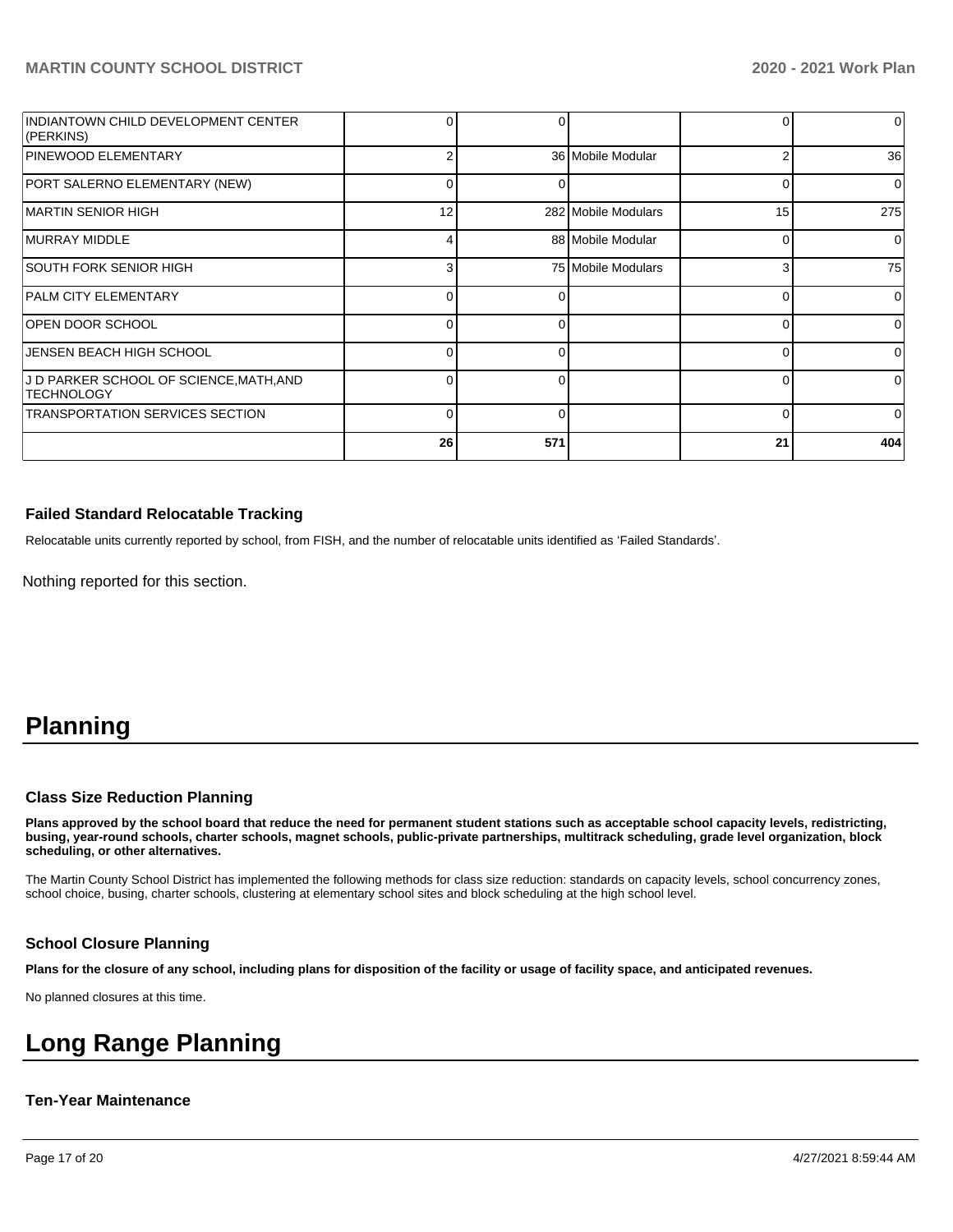| | | | | | |
|---|---|---|---|---|---|
| INDIANTOWN CHILD DEVELOPMENT CENTER (PERKINS) | 0 | 0 | | 0 | 0 |
| PINEWOOD ELEMENTARY | 2 | 36 | Mobile Modular | 2 | 36 |
| PORT SALERNO ELEMENTARY (NEW) | 0 | 0 | | 0 | 0 |
| MARTIN SENIOR HIGH | 12 | 282 | Mobile Modulars | 15 | 275 |
| MURRAY MIDDLE | 4 | 88 | Mobile Modular | 0 | 0 |
| SOUTH FORK SENIOR HIGH | 3 | 75 | Mobile Modulars | 3 | 75 |
| PALM CITY ELEMENTARY | 0 | 0 | | 0 | 0 |
| OPEN DOOR SCHOOL | 0 | 0 | | 0 | 0 |
| JENSEN BEACH HIGH SCHOOL | 0 | 0 | | 0 | 0 |
| J D PARKER SCHOOL OF SCIENCE,MATH,AND TECHNOLOGY | 0 | 0 | | 0 | 0 |
| TRANSPORTATION SERVICES SECTION | 0 | 0 | | 0 | 0 |
| | **26** | **571** | | **21** | **404** |

### Failed Standard Relocatable Tracking

Relocatable units currently reported by school, from FISH, and the number of relocatable units identified as 'Failed Standards'.

Nothing reported for this section.

# Planning

### Class Size Reduction Planning

**Plans approved by the school board that reduce the need for permanent student stations such as acceptable school capacity levels, redistricting, busing, year-round schools, charter schools, magnet schools, public-private partnerships, multitrack scheduling, grade level organization, block scheduling, or other alternatives.**

The Martin County School District has implemented the following methods for class size reduction: standards on capacity levels, school concurrency zones, school choice, busing, charter schools, clustering at elementary school sites and block scheduling at the high school level.

### School Closure Planning

**Plans for the closure of any school, including plans for disposition of the facility or usage of facility space, and anticipated revenues.**

No planned closures at this time.

# Long Range Planning

### Ten-Year Maintenance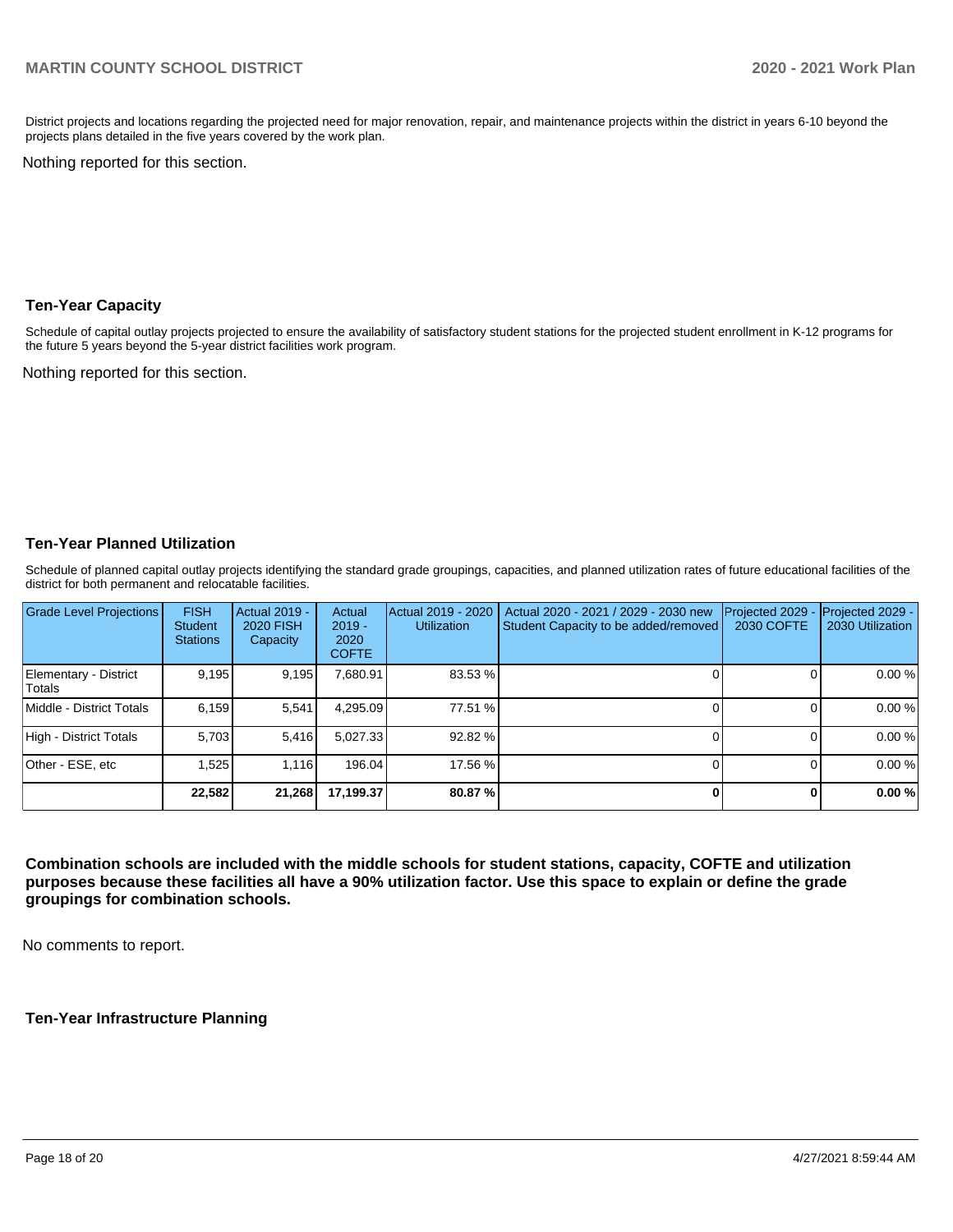District projects and locations regarding the projected need for major renovation, repair, and maintenance projects within the district in years 6-10 beyond the projects plans detailed in the five years covered by the work plan.

Nothing reported for this section.

### Ten-Year Capacity

Schedule of capital outlay projects projected to ensure the availability of satisfactory student stations for the projected student enrollment in K-12 programs for the future 5 years beyond the 5-year district facilities work program.

Nothing reported for this section.

### Ten-Year Planned Utilization

Schedule of planned capital outlay projects identifying the standard grade groupings, capacities, and planned utilization rates of future educational facilities of the district for both permanent and relocatable facilities.

| Grade Level Projections | FISH Student Stations | Actual 2019 - 2020 FISH Capacity | Actual 2019 - 2020 COFTE | Actual 2019 - 2020 Utilization | Actual 2020 - 2021 / 2029 - 2030 new Student Capacity to be added/removed | Projected 2029 - 2030 COFTE | Projected 2029 - 2030 Utilization |
|---|---|---|---|---|---|---|---|
| Elementary - District Totals | 9,195 | 9,195 | 7,680.91 | 83.53 % | 0 | 0 | 0.00 % |
| Middle - District Totals | 6,159 | 5,541 | 4,295.09 | 77.51 % | 0 | 0 | 0.00 % |
| High - District Totals | 5,703 | 5,416 | 5,027.33 | 92.82 % | 0 | 0 | 0.00 % |
| Other - ESE, etc | 1,525 | 1,116 | 196.04 | 17.56 % | 0 | 0 | 0.00 % |
| | **22,582** | **21,268** | **17,199.37** | **80.87 %** | **0** | **0** | **0.00 %** |

**Combination schools are included with the middle schools for student stations, capacity, COFTE and utilization purposes because these facilities all have a 90% utilization factor. Use this space to explain or define the grade groupings for combination schools.**

No comments to report.

**Ten-Year Infrastructure Planning**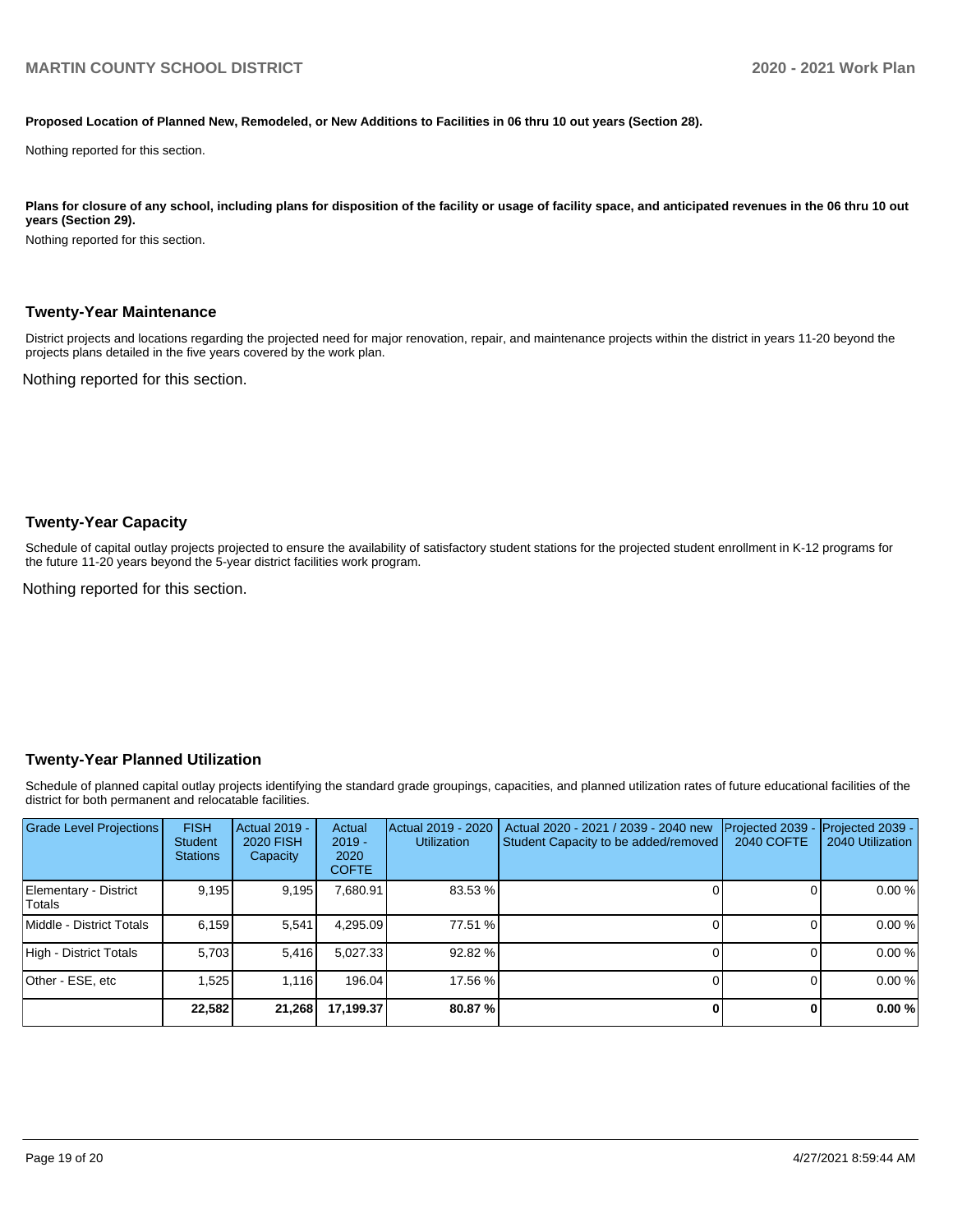**Proposed Location of Planned New, Remodeled, or New Additions to Facilities in 06 thru 10 out years (Section 28).**

Nothing reported for this section.

**Plans for closure of any school, including plans for disposition of the facility or usage of facility space, and anticipated revenues in the 06 thru 10 out years (Section 29).**

Nothing reported for this section.

## Twenty-Year Maintenance

District projects and locations regarding the projected need for major renovation, repair, and maintenance projects within the district in years 11-20 beyond the projects plans detailed in the five years covered by the work plan.

Nothing reported for this section.

## Twenty-Year Capacity

Schedule of capital outlay projects projected to ensure the availability of satisfactory student stations for the projected student enrollment in K-12 programs for the future 11-20 years beyond the 5-year district facilities work program.

Nothing reported for this section.

## Twenty-Year Planned Utilization

Schedule of planned capital outlay projects identifying the standard grade groupings, capacities, and planned utilization rates of future educational facilities of the district for both permanent and relocatable facilities.

| Grade Level Projections | FISH Student Stations | Actual 2019 - 2020 FISH Capacity | Actual 2019 - 2020 COFTE | Actual 2019 - 2020 Utilization | Actual 2020 - 2021 / 2039 - 2040 new Student Capacity to be added/removed | Projected 2039 - 2040 COFTE | Projected 2039 - 2040 Utilization |
|---|---|---|---|---|---|---|---|
| Elementary - District Totals | 9,195 | 9,195 | 7,680.91 | 83.53 % | 0 | 0 | 0.00 % |
| Middle - District Totals | 6,159 | 5,541 | 4,295.09 | 77.51 % | 0 | 0 | 0.00 % |
| High - District Totals | 5,703 | 5,416 | 5,027.33 | 92.82 % | 0 | 0 | 0.00 % |
| Other - ESE, etc | 1,525 | 1,116 | 196.04 | 17.56 % | 0 | 0 | 0.00 % |
| | **22,582** | **21,268** | **17,199.37** | **80.87 %** | **0** | **0** | **0.00 %** |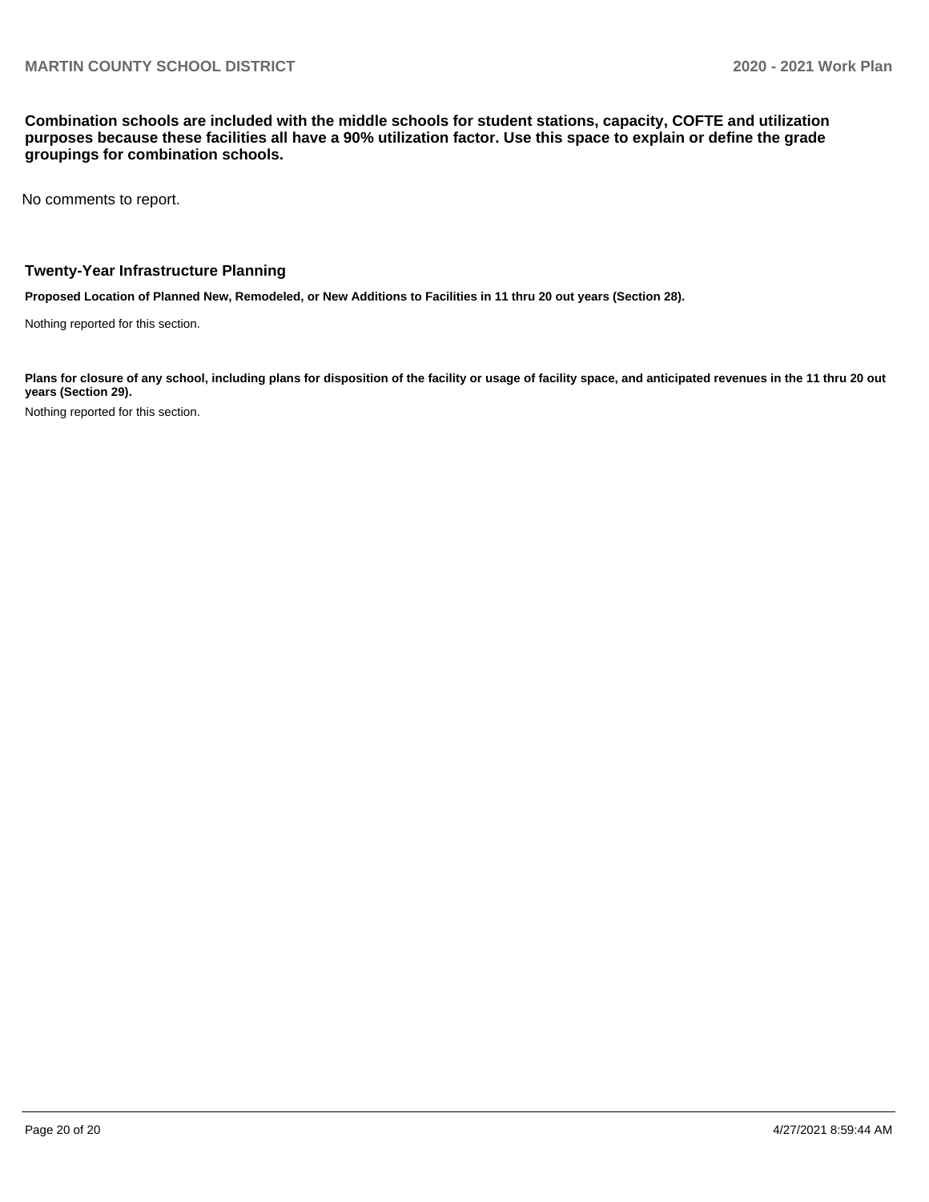**Combination schools are included with the middle schools for student stations, capacity, COFTE and utilization purposes because these facilities all have a 90% utilization factor. Use this space to explain or define the grade groupings for combination schools.**

No comments to report.

## Twenty-Year Infrastructure Planning

**Proposed Location of Planned New, Remodeled, or New Additions to Facilities in 11 thru 20 out years (Section 28).**

Nothing reported for this section.

**Plans for closure of any school, including plans for disposition of the facility or usage of facility space, and anticipated revenues in the 11 thru 20 out years (Section 29).**

Nothing reported for this section.